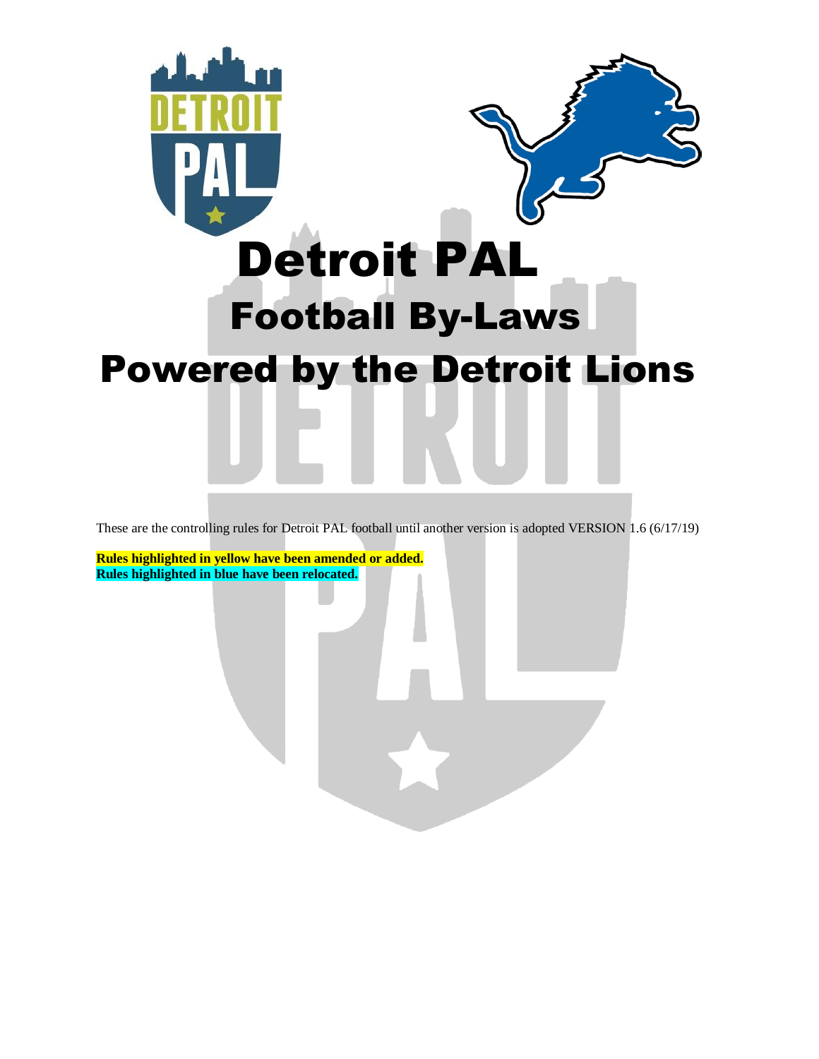# Detroit PAL

## Football By-Laws

## Powered by the Detroit Lions

These are the controlling rules for Detroit PAL football until another version is adopted VERSION 1.6 (6/17/19)

**Rules highlighted in yellow have been amended or added.**
**Rules highlighted in blue have been relocated.**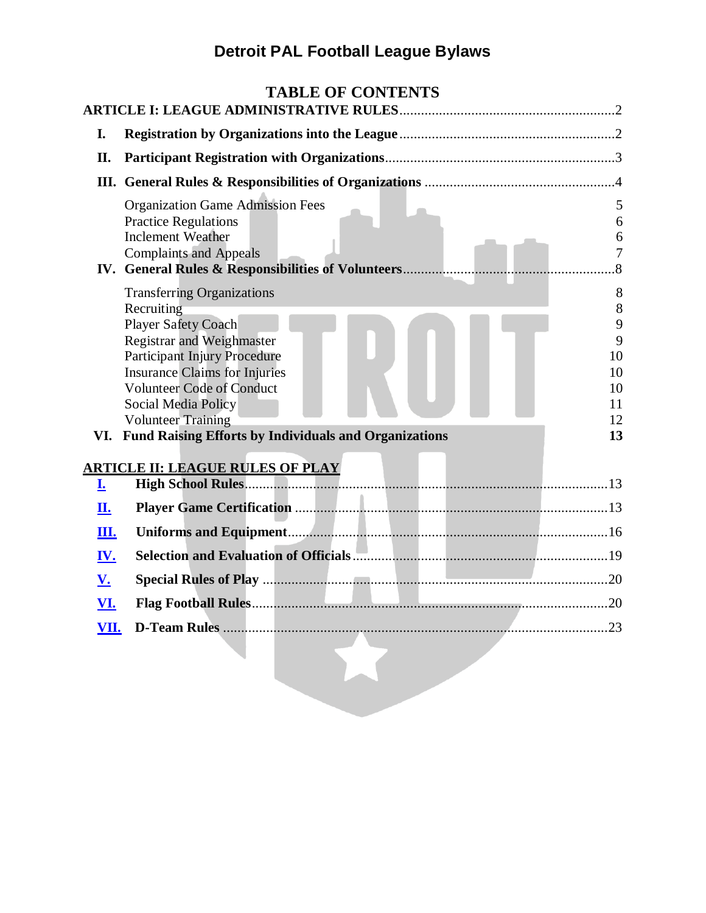# Detroit PAL Football League Bylaws

## TABLE OF CONTENTS

**ARTICLE I: LEAGUE ADMINISTRATIVE RULES** .......... 2

- **I. Registration by Organizations into the League** .......... 2
- **II. Participant Registration with Organizations** .......... 3
- **III. General Rules & Responsibilities of Organizations** .......... 4
  - Organization Game Admission Fees 5
  - Practice Regulations 6
  - Inclement Weather 6
  - Complaints and Appeals 7
- **IV. General Rules & Responsibilities of Volunteers** .......... 8
  - Transferring Organizations 8
  - Recruiting 8
  - Player Safety Coach 9
  - Registrar and Weighmaster 9
  - Participant Injury Procedure 10
  - Insurance Claims for Injuries 10
  - Volunteer Code of Conduct 10
  - Social Media Policy 11
  - Volunteer Training 12
- **VI. Fund Raising Efforts by Individuals and Organizations** 13

**ARTICLE II: LEAGUE RULES OF PLAY**

- **I. High School Rules** .......... 13
- **II. Player Game Certification** .......... 13
- **III. Uniforms and Equipment** .......... 16
- **IV. Selection and Evaluation of Officials** .......... 19
- **V. Special Rules of Play** .......... 20
- **VI. Flag Football Rules** .......... 20
- **VII. D-Team Rules** .......... 23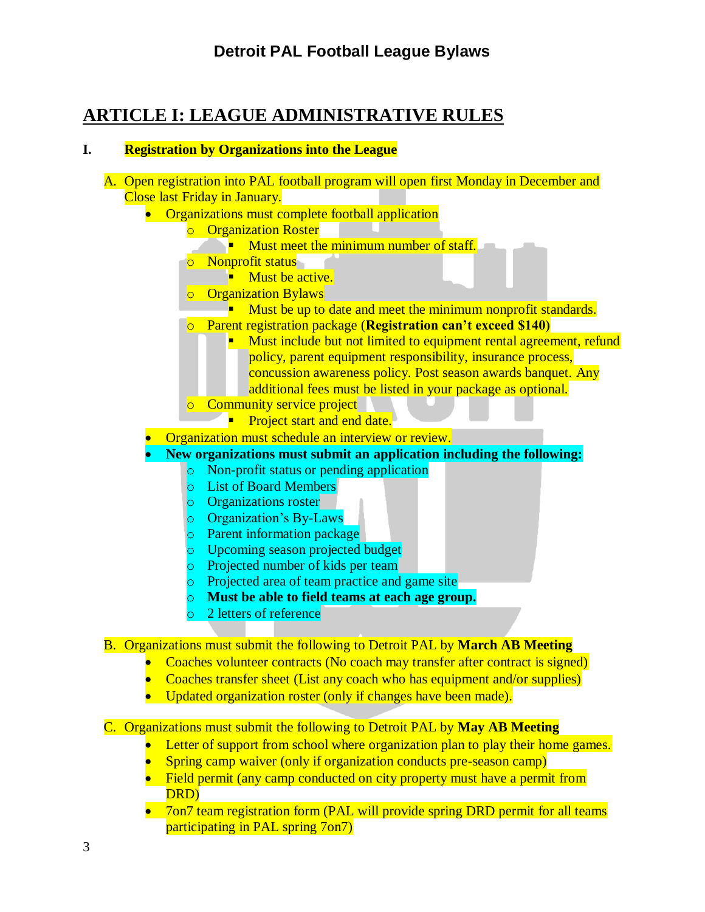# Detroit PAL Football League Bylaws

## ARTICLE I: LEAGUE ADMINISTRATIVE RULES

### I. Registration by Organizations into the League

A. Open registration into PAL football program will open first Monday in December and Close last Friday in January.

- Organizations must complete football application
  - Organization Roster
    - Must meet the minimum number of staff.
  - Nonprofit status
    - Must be active.
  - Organization Bylaws
    - Must be up to date and meet the minimum nonprofit standards.
  - Parent registration package (**Registration can't exceed $140**)
    - Must include but not limited to equipment rental agreement, refund policy, parent equipment responsibility, insurance process, concussion awareness policy. Post season awards banquet. Any additional fees must be listed in your package as optional.
  - Community service project
    - Project start and end date.
- Organization must schedule an interview or review.
- **New organizations must submit an application including the following:**
  - Non-profit status or pending application
  - List of Board Members
  - Organizations roster
  - Organization's By-Laws
  - Parent information package
  - Upcoming season projected budget
  - Projected number of kids per team
  - Projected area of team practice and game site
  - **Must be able to field teams at each age group.**
  - 2 letters of reference

B. Organizations must submit the following to Detroit PAL by **March AB Meeting**

- Coaches volunteer contracts (No coach may transfer after contract is signed)
- Coaches transfer sheet (List any coach who has equipment and/or supplies)
- Updated organization roster (only if changes have been made).

C. Organizations must submit the following to Detroit PAL by **May AB Meeting**

- Letter of support from school where organization plan to play their home games.
- Spring camp waiver (only if organization conducts pre-season camp)
- Field permit (any camp conducted on city property must have a permit from DRD)
- 7on7 team registration form (PAL will provide spring DRD permit for all teams participating in PAL spring 7on7)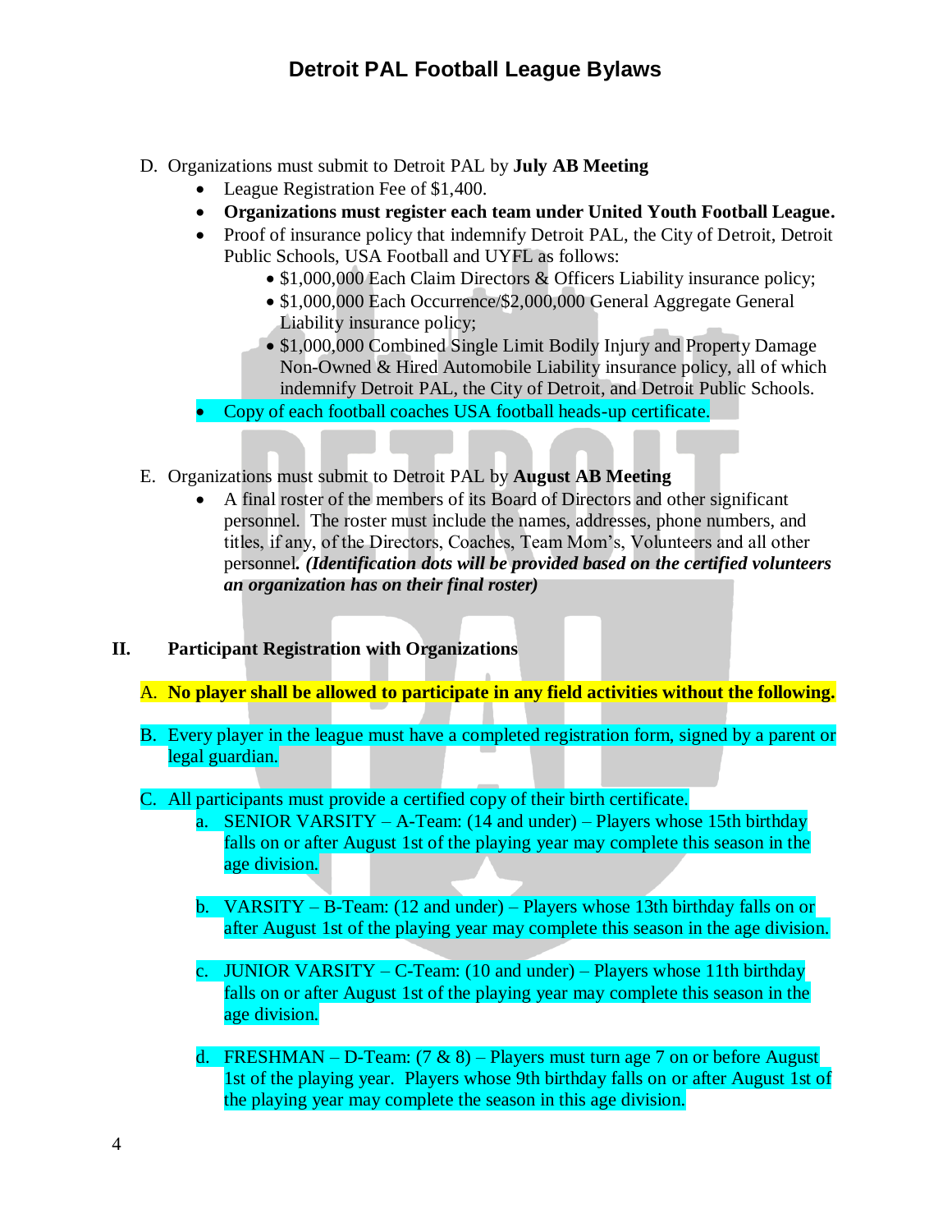D. Organizations must submit to Detroit PAL by **July AB Meeting**
   - League Registration Fee of $1,400.
   - **Organizations must register each team under United Youth Football League.**
   - Proof of insurance policy that indemnify Detroit PAL, the City of Detroit, Detroit Public Schools, USA Football and UYFL as follows:
     - $1,000,000 Each Claim Directors & Officers Liability insurance policy;
     - $1,000,000 Each Occurrence/$2,000,000 General Aggregate General Liability insurance policy;
     - $1,000,000 Combined Single Limit Bodily Injury and Property Damage Non-Owned & Hired Automobile Liability insurance policy, all of which indemnify Detroit PAL, the City of Detroit, and Detroit Public Schools.
   - Copy of each football coaches USA football heads-up certificate.

E. Organizations must submit to Detroit PAL by **August AB Meeting**
   - A final roster of the members of its Board of Directors and other significant personnel. The roster must include the names, addresses, phone numbers, and titles, if any, of the Directors, Coaches, Team Mom's, Volunteers and all other personnel. ***(Identification dots will be provided based on the certified volunteers an organization has on their final roster)***

## II. Participant Registration with Organizations

A. **No player shall be allowed to participate in any field activities without the following.**

B. Every player in the league must have a completed registration form, signed by a parent or legal guardian.

C. All participants must provide a certified copy of their birth certificate.

   a. SENIOR VARSITY – A-Team: (14 and under) – Players whose 15th birthday falls on or after August 1st of the playing year may complete this season in the age division.

   b. VARSITY – B-Team: (12 and under) – Players whose 13th birthday falls on or after August 1st of the playing year may complete this season in the age division.

   c. JUNIOR VARSITY – C-Team: (10 and under) – Players whose 11th birthday falls on or after August 1st of the playing year may complete this season in the age division.

   d. FRESHMAN – D-Team: (7 & 8) – Players must turn age 7 on or before August 1st of the playing year. Players whose 9th birthday falls on or after August 1st of the playing year may complete the season in this age division.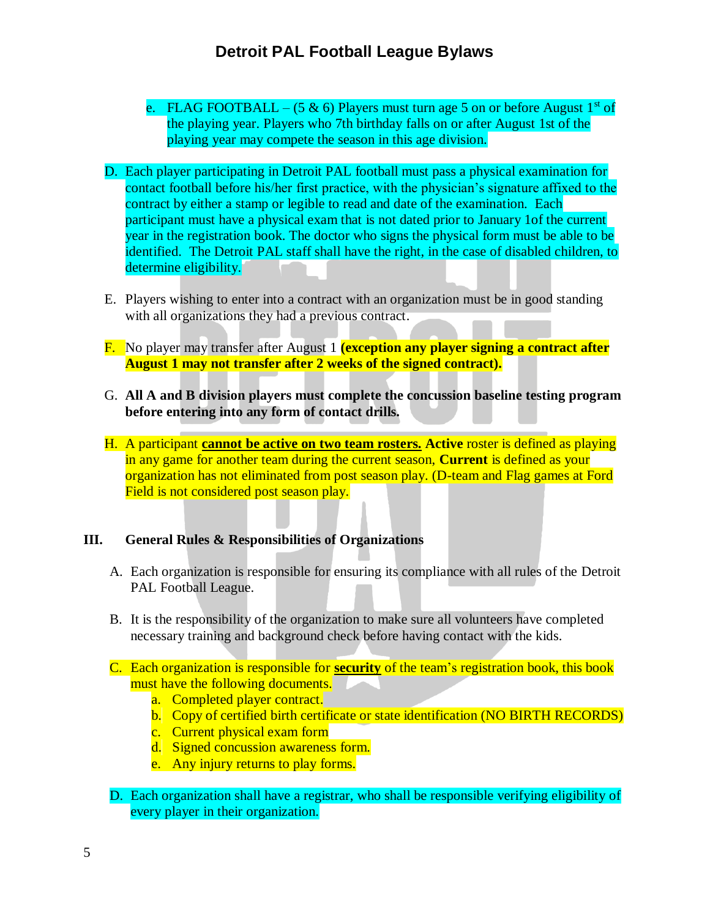e. FLAG FOOTBALL – (5 & 6) Players must turn age 5 on or before August 1st of the playing year. Players who 7th birthday falls on or after August 1st of the playing year may compete the season in this age division.

D. Each player participating in Detroit PAL football must pass a physical examination for contact football before his/her first practice, with the physician's signature affixed to the contract by either a stamp or legible to read and date of the examination. Each participant must have a physical exam that is not dated prior to January 1of the current year in the registration book. The doctor who signs the physical form must be able to be identified. The Detroit PAL staff shall have the right, in the case of disabled children, to determine eligibility.

E. Players wishing to enter into a contract with an organization must be in good standing with all organizations they had a previous contract.

F. No player may transfer after August 1 **(exception any player signing a contract after August 1 may not transfer after 2 weeks of the signed contract).**

G. **All A and B division players must complete the concussion baseline testing program before entering into any form of contact drills.**

H. A participant **cannot be active on two team rosters.** **Active** roster is defined as playing in any game for another team during the current season, **Current** is defined as your organization has not eliminated from post season play. (D-team and Flag games at Ford Field is not considered post season play.

## III. General Rules & Responsibilities of Organizations

A. Each organization is responsible for ensuring its compliance with all rules of the Detroit PAL Football League.

B. It is the responsibility of the organization to make sure all volunteers have completed necessary training and background check before having contact with the kids.

C. Each organization is responsible for **security** of the team's registration book, this book must have the following documents.
   a. Completed player contract.
   b. Copy of certified birth certificate or state identification (NO BIRTH RECORDS)
   c. Current physical exam form
   d. Signed concussion awareness form.
   e. Any injury returns to play forms.

D. Each organization shall have a registrar, who shall be responsible verifying eligibility of every player in their organization.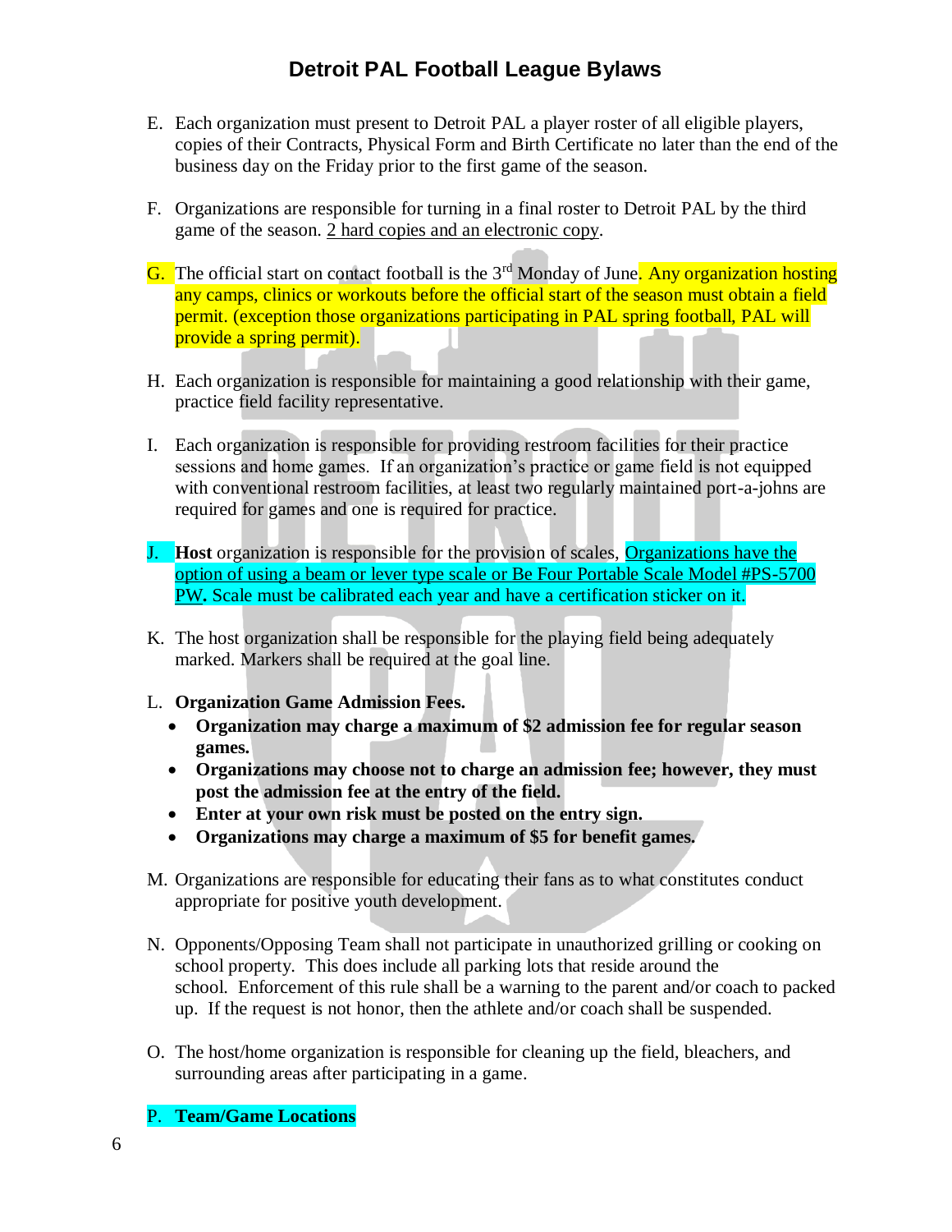E. Each organization must present to Detroit PAL a player roster of all eligible players, copies of their Contracts, Physical Form and Birth Certificate no later than the end of the business day on the Friday prior to the first game of the season.

F. Organizations are responsible for turning in a final roster to Detroit PAL by the third game of the season. 2 hard copies and an electronic copy.

G. The official start on contact football is the 3rd Monday of June. Any organization hosting any camps, clinics or workouts before the official start of the season must obtain a field permit. (exception those organizations participating in PAL spring football, PAL will provide a spring permit).

H. Each organization is responsible for maintaining a good relationship with their game, practice field facility representative.

I. Each organization is responsible for providing restroom facilities for their practice sessions and home games. If an organization's practice or game field is not equipped with conventional restroom facilities, at least two regularly maintained port-a-johns are required for games and one is required for practice.

J. **Host** organization is responsible for the provision of scales, Organizations have the option of using a beam or lever type scale or Be Four Portable Scale Model #PS-5700 PW**.** Scale must be calibrated each year and have a certification sticker on it.

K. The host organization shall be responsible for the playing field being adequately marked. Markers shall be required at the goal line.

L. **Organization Game Admission Fees.**
   - **Organization may charge a maximum of $2 admission fee for regular season games.**
   - **Organizations may choose not to charge an admission fee; however, they must post the admission fee at the entry of the field.**
   - **Enter at your own risk must be posted on the entry sign.**
   - **Organizations may charge a maximum of $5 for benefit games.**

M. Organizations are responsible for educating their fans as to what constitutes conduct appropriate for positive youth development.

N. Opponents/Opposing Team shall not participate in unauthorized grilling or cooking on school property. This does include all parking lots that reside around the school. Enforcement of this rule shall be a warning to the parent and/or coach to packed up. If the request is not honor, then the athlete and/or coach shall be suspended.

O. The host/home organization is responsible for cleaning up the field, bleachers, and surrounding areas after participating in a game.

P. **Team/Game Locations**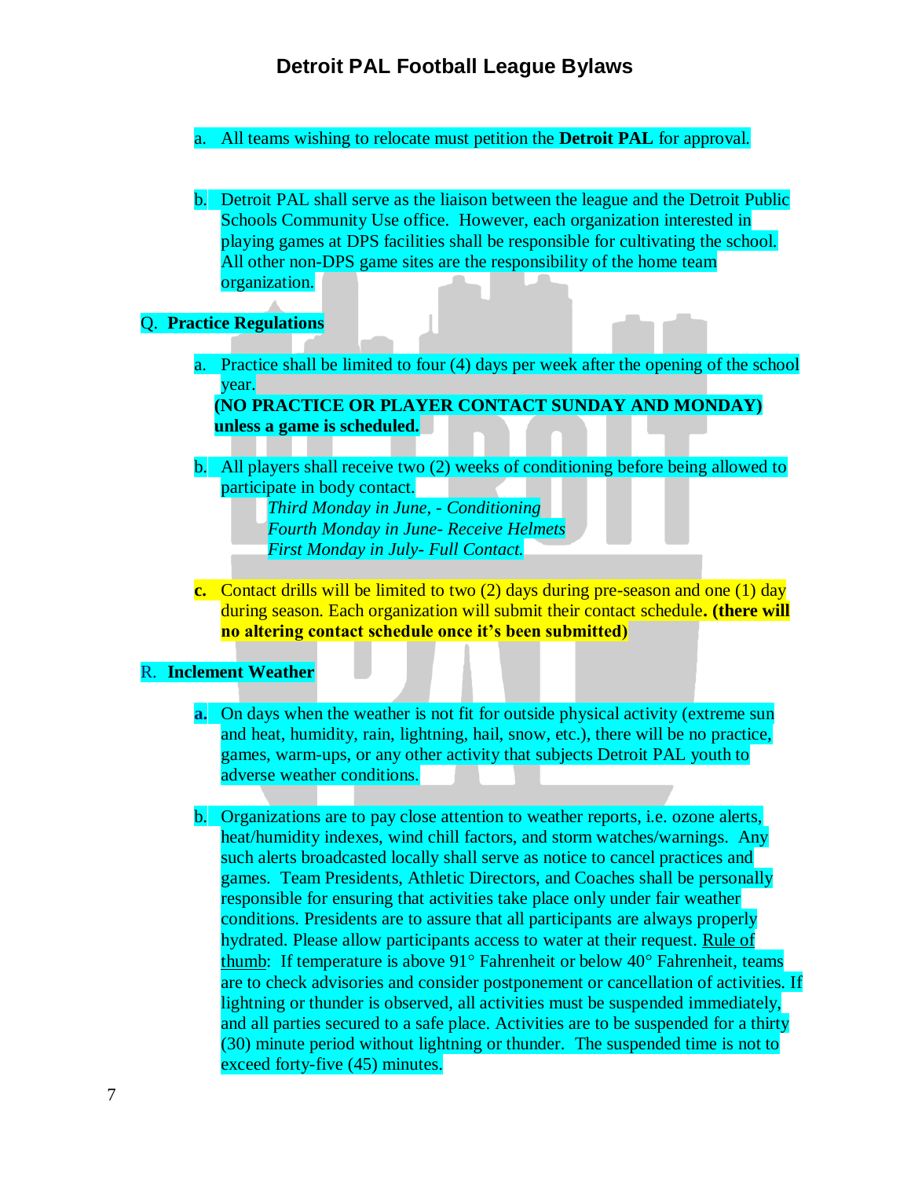a. All teams wishing to relocate must petition the **Detroit PAL** for approval.

b. Detroit PAL shall serve as the liaison between the league and the Detroit Public Schools Community Use office. However, each organization interested in playing games at DPS facilities shall be responsible for cultivating the school. All other non-DPS game sites are the responsibility of the home team organization.

Q. **Practice Regulations**

a. Practice shall be limited to four (4) days per week after the opening of the school year.
**(NO PRACTICE OR PLAYER CONTACT SUNDAY AND MONDAY) unless a game is scheduled.**

b. All players shall receive two (2) weeks of conditioning before being allowed to participate in body contact.
*Third Monday in June, - Conditioning*
*Fourth Monday in June- Receive Helmets*
*First Monday in July- Full Contact.*

**c.** Contact drills will be limited to two (2) days during pre-season and one (1) day during season. Each organization will submit their contact schedule**. (there will no altering contact schedule once it's been submitted)**

R. **Inclement Weather**

**a.** On days when the weather is not fit for outside physical activity (extreme sun and heat, humidity, rain, lightning, hail, snow, etc.), there will be no practice, games, warm-ups, or any other activity that subjects Detroit PAL youth to adverse weather conditions.

b. Organizations are to pay close attention to weather reports, i.e. ozone alerts, heat/humidity indexes, wind chill factors, and storm watches/warnings. Any such alerts broadcasted locally shall serve as notice to cancel practices and games. Team Presidents, Athletic Directors, and Coaches shall be personally responsible for ensuring that activities take place only under fair weather conditions. Presidents are to assure that all participants are always properly hydrated. Please allow participants access to water at their request. <u>Rule of thumb</u>: If temperature is above 91° Fahrenheit or below 40° Fahrenheit, teams are to check advisories and consider postponement or cancellation of activities. If lightning or thunder is observed, all activities must be suspended immediately, and all parties secured to a safe place. Activities are to be suspended for a thirty (30) minute period without lightning or thunder. The suspended time is not to exceed forty-five (45) minutes.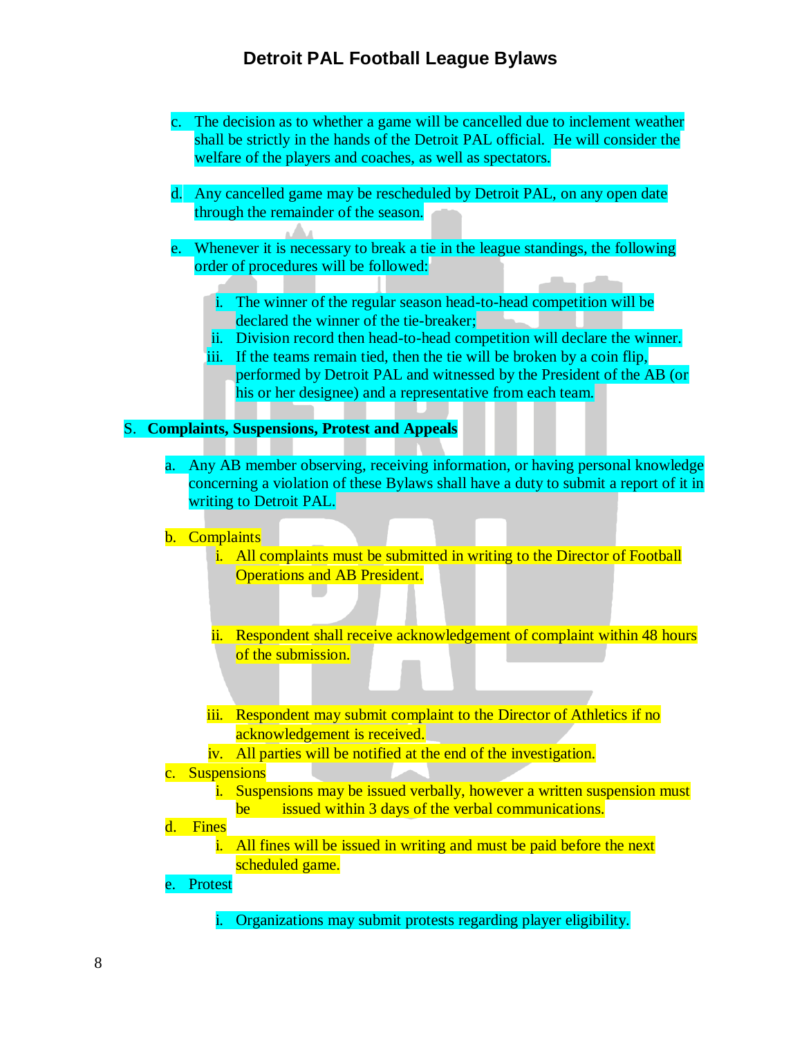c. The decision as to whether a game will be cancelled due to inclement weather shall be strictly in the hands of the Detroit PAL official. He will consider the welfare of the players and coaches, as well as spectators.

d. Any cancelled game may be rescheduled by Detroit PAL, on any open date through the remainder of the season.

e. Whenever it is necessary to break a tie in the league standings, the following order of procedures will be followed:

   i. The winner of the regular season head-to-head competition will be declared the winner of the tie-breaker;
   ii. Division record then head-to-head competition will declare the winner.
   iii. If the teams remain tied, then the tie will be broken by a coin flip, performed by Detroit PAL and witnessed by the President of the AB (or his or her designee) and a representative from each team.

S. **Complaints, Suspensions, Protest and Appeals**

a. Any AB member observing, receiving information, or having personal knowledge concerning a violation of these Bylaws shall have a duty to submit a report of it in writing to Detroit PAL.

b. Complaints
   i. All complaints must be submitted in writing to the Director of Football Operations and AB President.

   ii. Respondent shall receive acknowledgement of complaint within 48 hours of the submission.

   iii. Respondent may submit complaint to the Director of Athletics if no acknowledgement is received.
   iv. All parties will be notified at the end of the investigation.

c. Suspensions
   i. Suspensions may be issued verbally, however a written suspension must be issued within 3 days of the verbal communications.

d. Fines
   i. All fines will be issued in writing and must be paid before the next scheduled game.

e. Protest

   i. Organizations may submit protests regarding player eligibility.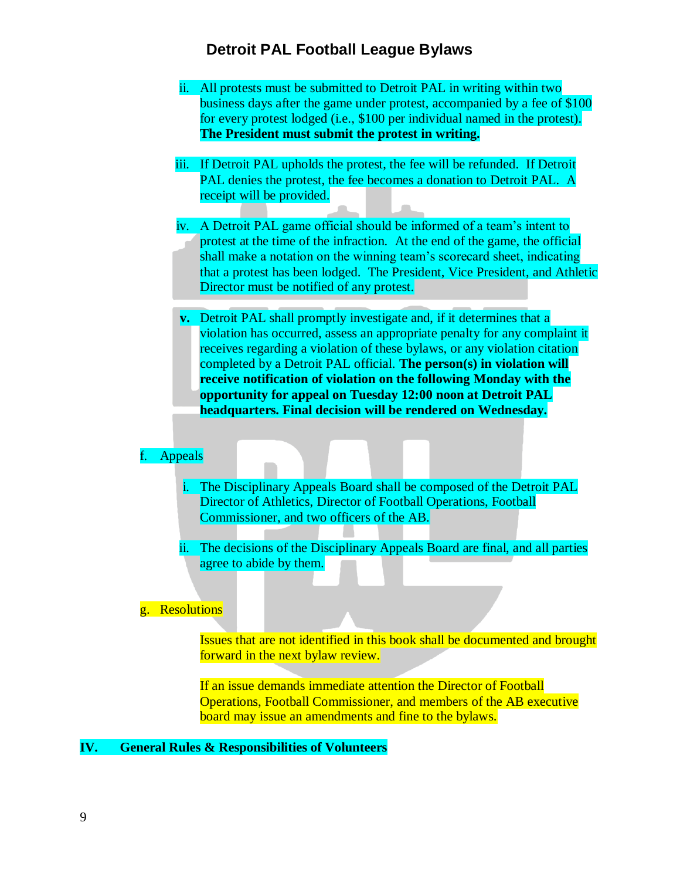ii. All protests must be submitted to Detroit PAL in writing within two business days after the game under protest, accompanied by a fee of $100 for every protest lodged (i.e., $100 per individual named in the protest). **The President must submit the protest in writing.**

iii. If Detroit PAL upholds the protest, the fee will be refunded. If Detroit PAL denies the protest, the fee becomes a donation to Detroit PAL. A receipt will be provided.

iv. A Detroit PAL game official should be informed of a team's intent to protest at the time of the infraction. At the end of the game, the official shall make a notation on the winning team's scorecard sheet, indicating that a protest has been lodged. The President, Vice President, and Athletic Director must be notified of any protest.

**v.** Detroit PAL shall promptly investigate and, if it determines that a violation has occurred, assess an appropriate penalty for any complaint it receives regarding a violation of these bylaws, or any violation citation completed by a Detroit PAL official. **The person(s) in violation will receive notification of violation on the following Monday with the opportunity for appeal on Tuesday 12:00 noon at Detroit PAL headquarters. Final decision will be rendered on Wednesday.**

f. Appeals

i. The Disciplinary Appeals Board shall be composed of the Detroit PAL Director of Athletics, Director of Football Operations, Football Commissioner, and two officers of the AB.

ii. The decisions of the Disciplinary Appeals Board are final, and all parties agree to abide by them.

g. Resolutions

Issues that are not identified in this book shall be documented and brought forward in the next bylaw review.

If an issue demands immediate attention the Director of Football Operations, Football Commissioner, and members of the AB executive board may issue an amendments and fine to the bylaws.

## IV. General Rules & Responsibilities of Volunteers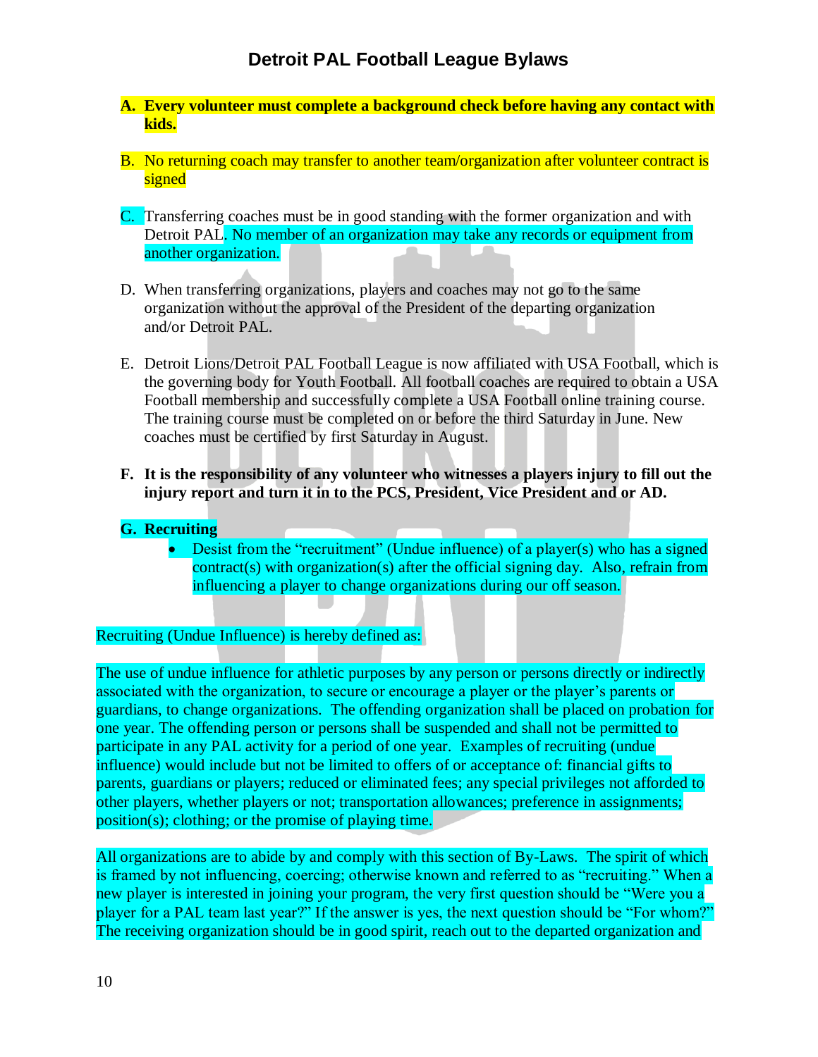**A. Every volunteer must complete a background check before having any contact with kids.**

B. No returning coach may transfer to another team/organization after volunteer contract is signed

C. Transferring coaches must be in good standing with the former organization and with Detroit PAL. No member of an organization may take any records or equipment from another organization.

D. When transferring organizations, players and coaches may not go to the same organization without the approval of the President of the departing organization and/or Detroit PAL.

E. Detroit Lions/Detroit PAL Football League is now affiliated with USA Football, which is the governing body for Youth Football. All football coaches are required to obtain a USA Football membership and successfully complete a USA Football online training course. The training course must be completed on or before the third Saturday in June. New coaches must be certified by first Saturday in August.

**F. It is the responsibility of any volunteer who witnesses a players injury to fill out the injury report and turn it in to the PCS, President, Vice President and or AD.**

**G. Recruiting**

- Desist from the "recruitment" (Undue influence) of a player(s) who has a signed contract(s) with organization(s) after the official signing day. Also, refrain from influencing a player to change organizations during our off season.

Recruiting (Undue Influence) is hereby defined as:

The use of undue influence for athletic purposes by any person or persons directly or indirectly associated with the organization, to secure or encourage a player or the player's parents or guardians, to change organizations. The offending organization shall be placed on probation for one year. The offending person or persons shall be suspended and shall not be permitted to participate in any PAL activity for a period of one year. Examples of recruiting (undue influence) would include but not be limited to offers of or acceptance of: financial gifts to parents, guardians or players; reduced or eliminated fees; any special privileges not afforded to other players, whether players or not; transportation allowances; preference in assignments; position(s); clothing; or the promise of playing time.

All organizations are to abide by and comply with this section of By-Laws. The spirit of which is framed by not influencing, coercing; otherwise known and referred to as "recruiting." When a new player is interested in joining your program, the very first question should be "Were you a player for a PAL team last year?" If the answer is yes, the next question should be "For whom?" The receiving organization should be in good spirit, reach out to the departed organization and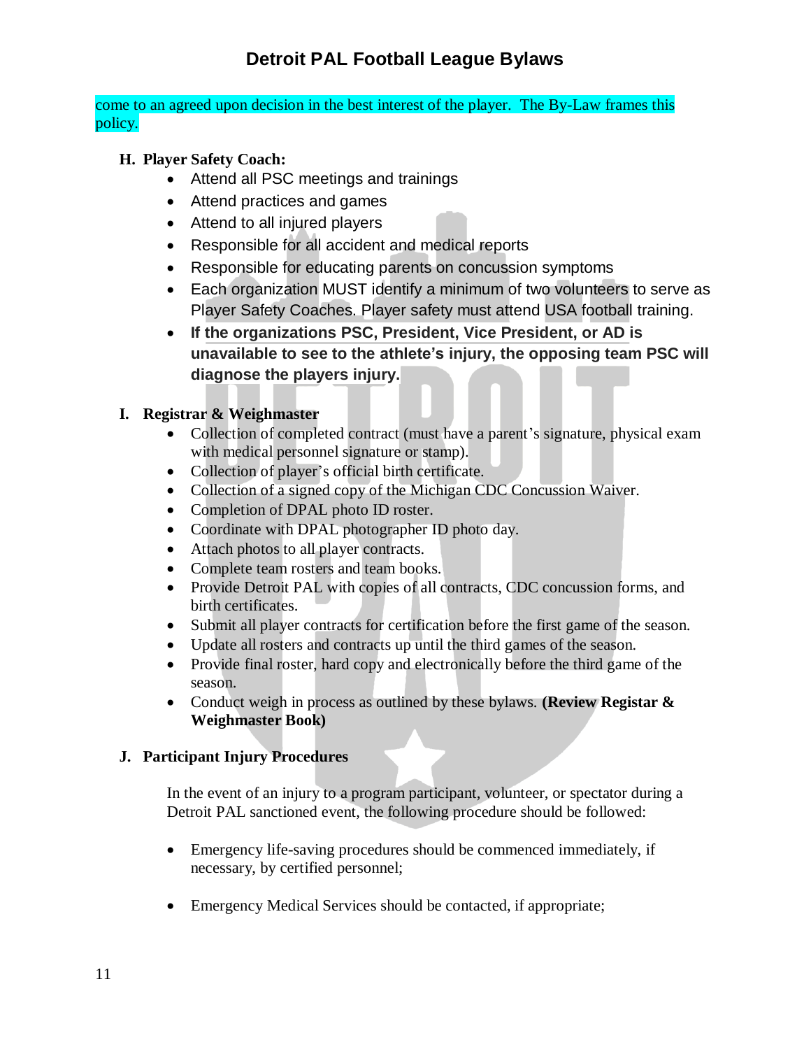come to an agreed upon decision in the best interest of the player. The By-Law frames this policy.

**H. Player Safety Coach:**

- Attend all PSC meetings and trainings
- Attend practices and games
- Attend to all injured players
- Responsible for all accident and medical reports
- Responsible for educating parents on concussion symptoms
- Each organization MUST identify a minimum of two volunteers to serve as Player Safety Coaches. Player safety must attend USA football training.
- **If the organizations PSC, President, Vice President, or AD is unavailable to see to the athlete's injury, the opposing team PSC will diagnose the players injury.**

**I. Registrar & Weighmaster**

- Collection of completed contract (must have a parent's signature, physical exam with medical personnel signature or stamp).
- Collection of player's official birth certificate.
- Collection of a signed copy of the Michigan CDC Concussion Waiver.
- Completion of DPAL photo ID roster.
- Coordinate with DPAL photographer ID photo day.
- Attach photos to all player contracts.
- Complete team rosters and team books.
- Provide Detroit PAL with copies of all contracts, CDC concussion forms, and birth certificates.
- Submit all player contracts for certification before the first game of the season.
- Update all rosters and contracts up until the third games of the season.
- Provide final roster, hard copy and electronically before the third game of the season.
- Conduct weigh in process as outlined by these bylaws. **(Review Registar & Weighmaster Book)**

**J. Participant Injury Procedures**

In the event of an injury to a program participant, volunteer, or spectator during a Detroit PAL sanctioned event, the following procedure should be followed:

- Emergency life-saving procedures should be commenced immediately, if necessary, by certified personnel;
- Emergency Medical Services should be contacted, if appropriate;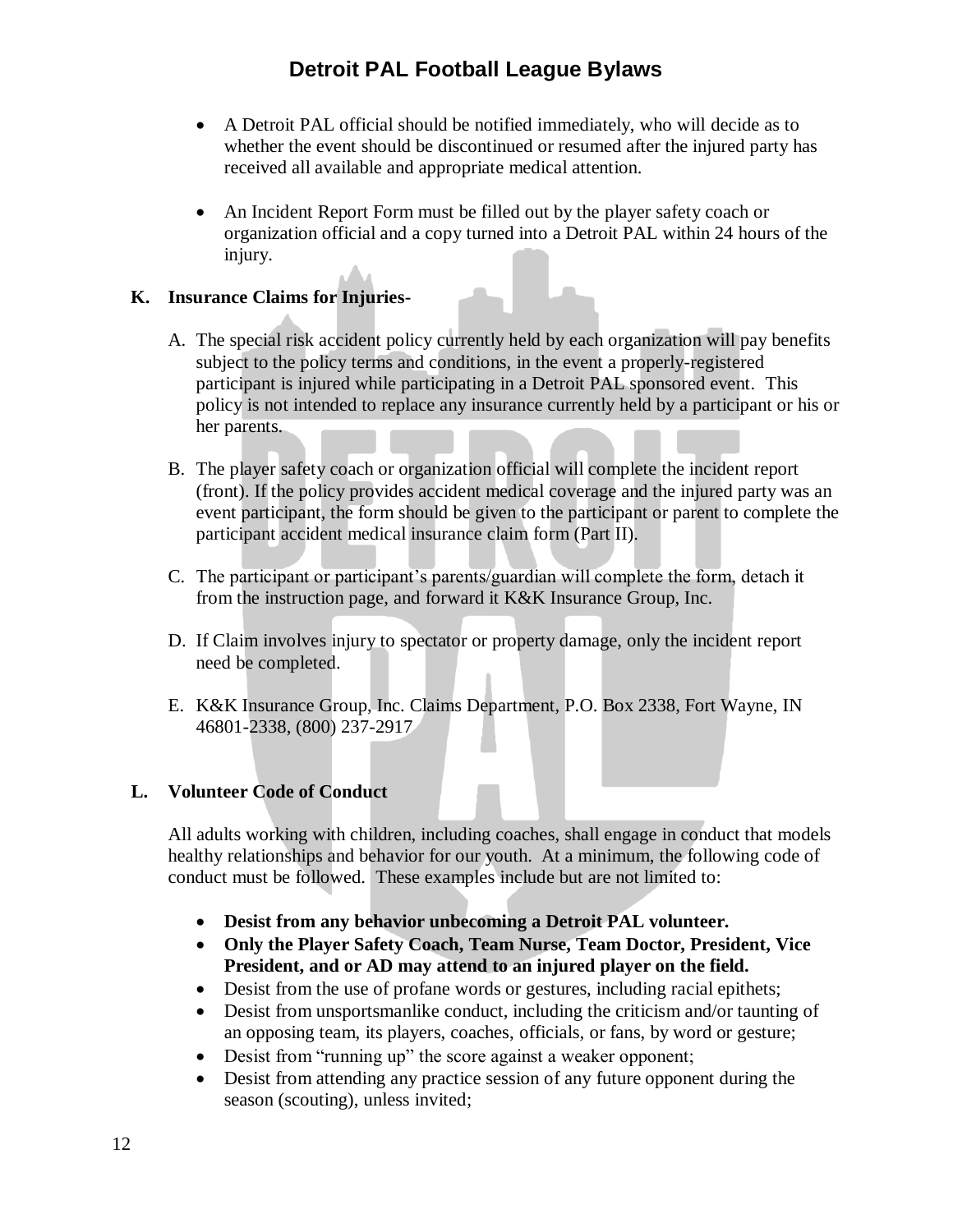- A Detroit PAL official should be notified immediately, who will decide as to whether the event should be discontinued or resumed after the injured party has received all available and appropriate medical attention.

- An Incident Report Form must be filled out by the player safety coach or organization official and a copy turned into a Detroit PAL within 24 hours of the injury.

## K. Insurance Claims for Injuries-

A. The special risk accident policy currently held by each organization will pay benefits subject to the policy terms and conditions, in the event a properly-registered participant is injured while participating in a Detroit PAL sponsored event. This policy is not intended to replace any insurance currently held by a participant or his or her parents.

B. The player safety coach or organization official will complete the incident report (front). If the policy provides accident medical coverage and the injured party was an event participant, the form should be given to the participant or parent to complete the participant accident medical insurance claim form (Part II).

C. The participant or participant's parents/guardian will complete the form, detach it from the instruction page, and forward it K&K Insurance Group, Inc.

D. If Claim involves injury to spectator or property damage, only the incident report need be completed.

E. K&K Insurance Group, Inc. Claims Department, P.O. Box 2338, Fort Wayne, IN 46801-2338, (800) 237-2917

## L. Volunteer Code of Conduct

All adults working with children, including coaches, shall engage in conduct that models healthy relationships and behavior for our youth. At a minimum, the following code of conduct must be followed. These examples include but are not limited to:

- **Desist from any behavior unbecoming a Detroit PAL volunteer.**
- **Only the Player Safety Coach, Team Nurse, Team Doctor, President, Vice President, and or AD may attend to an injured player on the field.**
- Desist from the use of profane words or gestures, including racial epithets;
- Desist from unsportsmanlike conduct, including the criticism and/or taunting of an opposing team, its players, coaches, officials, or fans, by word or gesture;
- Desist from "running up" the score against a weaker opponent;
- Desist from attending any practice session of any future opponent during the season (scouting), unless invited;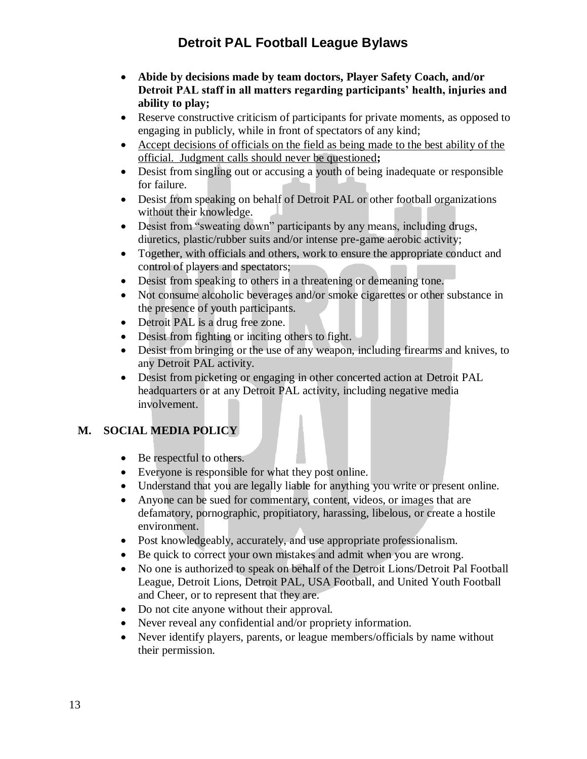- **Abide by decisions made by team doctors, Player Safety Coach, and/or Detroit PAL staff in all matters regarding participants' health, injuries and ability to play;**
- Reserve constructive criticism of participants for private moments, as opposed to engaging in publicly, while in front of spectators of any kind;
- <u>Accept decisions of officials on the field as being made to the best ability of the official. Judgment calls should never be questioned</u>**;**
- Desist from singling out or accusing a youth of being inadequate or responsible for failure.
- Desist from speaking on behalf of Detroit PAL or other football organizations without their knowledge.
- Desist from "sweating down" participants by any means, including drugs, diuretics, plastic/rubber suits and/or intense pre-game aerobic activity;
- Together, with officials and others, work to ensure the appropriate conduct and control of players and spectators;
- Desist from speaking to others in a threatening or demeaning tone.
- Not consume alcoholic beverages and/or smoke cigarettes or other substance in the presence of youth participants.
- Detroit PAL is a drug free zone.
- Desist from fighting or inciting others to fight.
- Desist from bringing or the use of any weapon, including firearms and knives, to any Detroit PAL activity.
- Desist from picketing or engaging in other concerted action at Detroit PAL headquarters or at any Detroit PAL activity, including negative media involvement.

## M. SOCIAL MEDIA POLICY

- Be respectful to others.
- Everyone is responsible for what they post online.
- Understand that you are legally liable for anything you write or present online.
- Anyone can be sued for commentary, content, videos, or images that are defamatory, pornographic, propitiatory, harassing, libelous, or create a hostile environment.
- Post knowledgeably, accurately, and use appropriate professionalism.
- Be quick to correct your own mistakes and admit when you are wrong.
- No one is authorized to speak on behalf of the Detroit Lions/Detroit Pal Football League, Detroit Lions, Detroit PAL, USA Football, and United Youth Football and Cheer, or to represent that they are.
- Do not cite anyone without their approval.
- Never reveal any confidential and/or propriety information.
- Never identify players, parents, or league members/officials by name without their permission.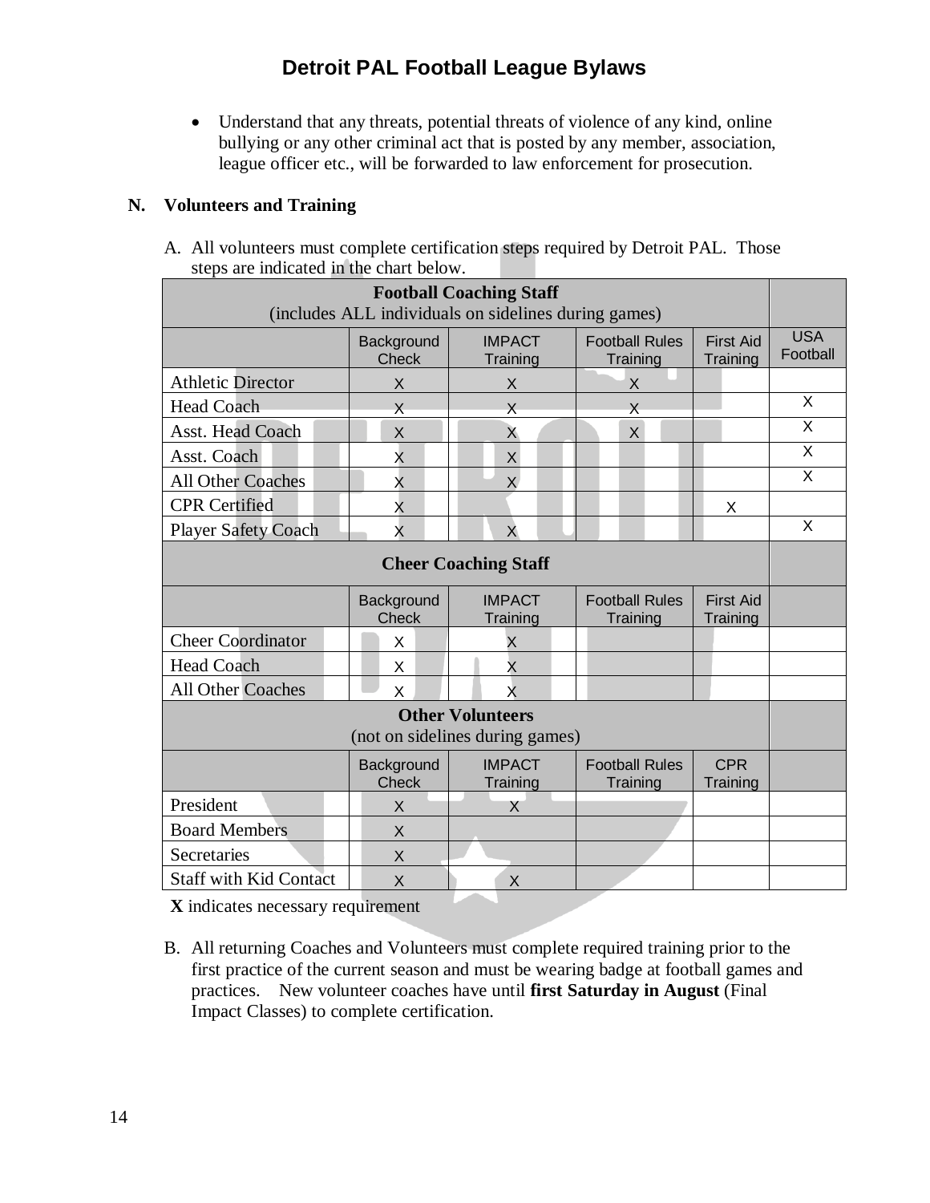- Understand that any threats, potential threats of violence of any kind, online bullying or any other criminal act that is posted by any member, association, league officer etc., will be forwarded to law enforcement for prosecution.

## N. Volunteers and Training

A. All volunteers must complete certification steps required by Detroit PAL. Those steps are indicated in the chart below.

| **Football Coaching Staff** (includes ALL individuals on sidelines during games) | | | | | |
|---|---|---|---|---|---|
| | Background Check | IMPACT Training | Football Rules Training | First Aid Training | USA Football |
| Athletic Director | X | X | X | | |
| Head Coach | X | X | X | | X |
| Asst. Head Coach | X | X | X | | X |
| Asst. Coach | X | X | | | X |
| All Other Coaches | X | X | | | X |
| CPR Certified | X | | | X | |
| Player Safety Coach | X | X | | | X |
| **Cheer Coaching Staff** | | | | | |
| | Background Check | IMPACT Training | Football Rules Training | First Aid Training | |
| Cheer Coordinator | X | X | | | |
| Head Coach | X | X | | | |
| All Other Coaches | X | X | | | |
| **Other Volunteers** (not on sidelines during games) | | | | | |
| | Background Check | IMPACT Training | Football Rules Training | CPR Training | |
| President | X | X | | | |
| Board Members | X | | | | |
| Secretaries | X | | | | |
| Staff with Kid Contact | X | X | | | |

**X** indicates necessary requirement

B. All returning Coaches and Volunteers must complete required training prior to the first practice of the current season and must be wearing badge at football games and practices. New volunteer coaches have until **first Saturday in August** (Final Impact Classes) to complete certification.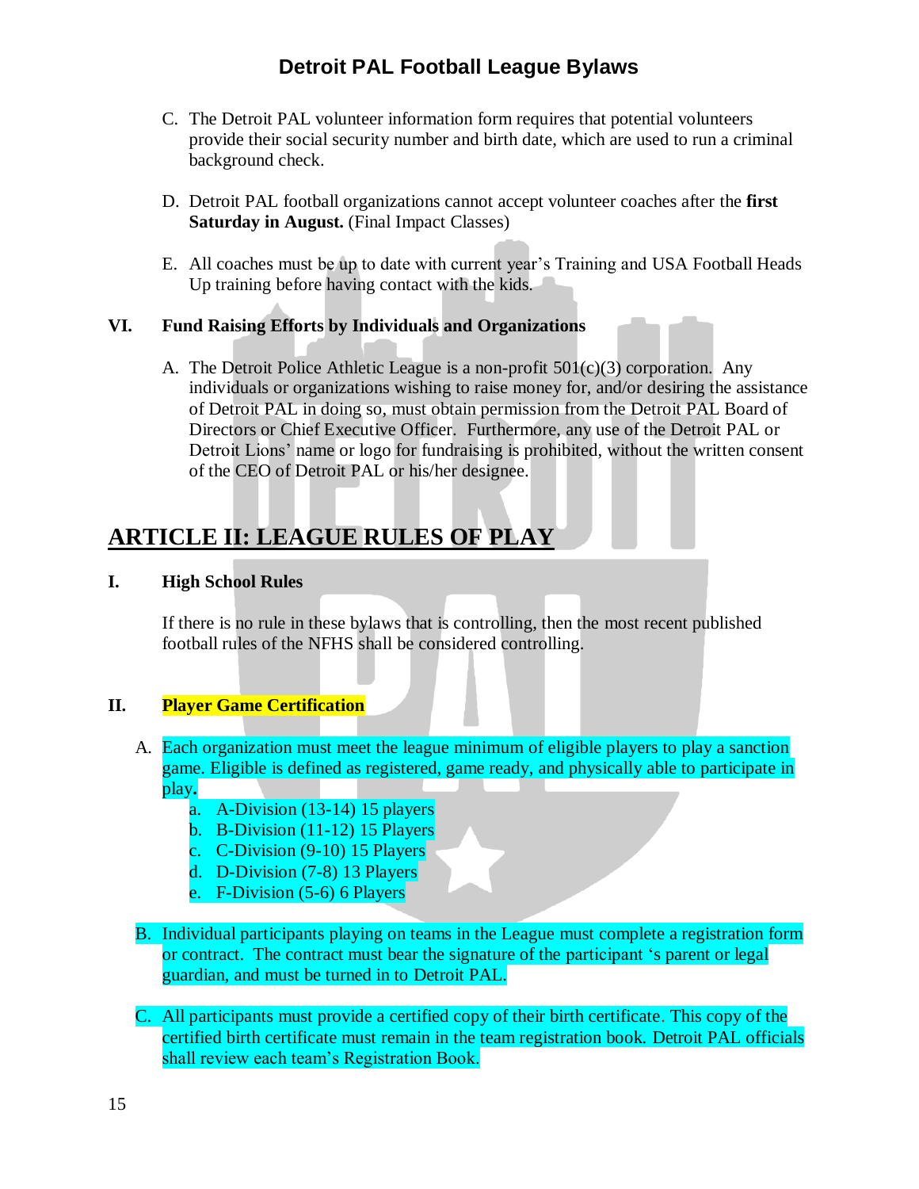C. The Detroit PAL volunteer information form requires that potential volunteers provide their social security number and birth date, which are used to run a criminal background check.

D. Detroit PAL football organizations cannot accept volunteer coaches after the **first Saturday in August.** (Final Impact Classes)

E. All coaches must be up to date with current year's Training and USA Football Heads Up training before having contact with the kids.

### VI. Fund Raising Efforts by Individuals and Organizations

A. The Detroit Police Athletic League is a non-profit 501(c)(3) corporation. Any individuals or organizations wishing to raise money for, and/or desiring the assistance of Detroit PAL in doing so, must obtain permission from the Detroit PAL Board of Directors or Chief Executive Officer. Furthermore, any use of the Detroit PAL or Detroit Lions' name or logo for fundraising is prohibited, without the written consent of the CEO of Detroit PAL or his/her designee.

## ARTICLE II: LEAGUE RULES OF PLAY

### I. High School Rules

If there is no rule in these bylaws that is controlling, then the most recent published football rules of the NFHS shall be considered controlling.

### II. Player Game Certification

A. Each organization must meet the league minimum of eligible players to play a sanction game. Eligible is defined as registered, game ready, and physically able to participate in play**.**

  a. A-Division (13-14) 15 players
  b. B-Division (11-12) 15 Players
  c. C-Division (9-10) 15 Players
  d. D-Division (7-8) 13 Players
  e. F-Division (5-6) 6 Players

B. Individual participants playing on teams in the League must complete a registration form or contract. The contract must bear the signature of the participant 's parent or legal guardian, and must be turned in to Detroit PAL.

C. All participants must provide a certified copy of their birth certificate. This copy of the certified birth certificate must remain in the team registration book. Detroit PAL officials shall review each team's Registration Book.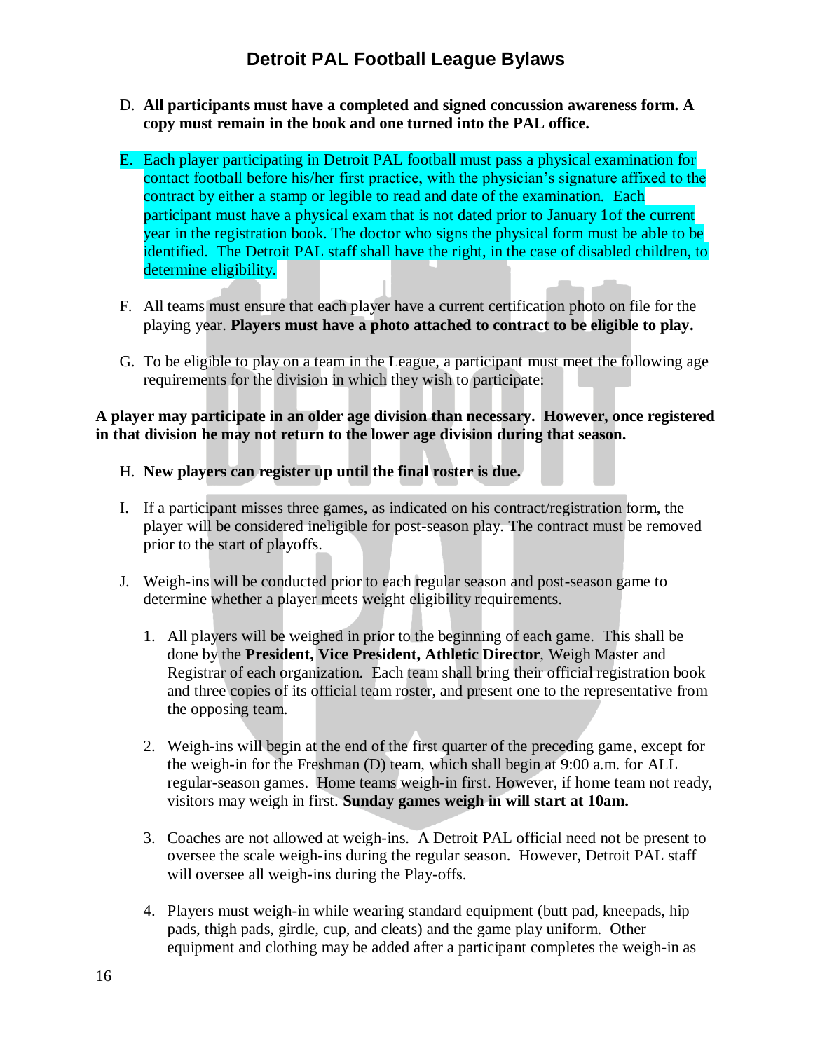D. **All participants must have a completed and signed concussion awareness form. A copy must remain in the book and one turned into the PAL office.**

E. Each player participating in Detroit PAL football must pass a physical examination for contact football before his/her first practice, with the physician's signature affixed to the contract by either a stamp or legible to read and date of the examination. Each participant must have a physical exam that is not dated prior to January 1of the current year in the registration book. The doctor who signs the physical form must be able to be identified. The Detroit PAL staff shall have the right, in the case of disabled children, to determine eligibility.

F. All teams must ensure that each player have a current certification photo on file for the playing year. **Players must have a photo attached to contract to be eligible to play.**

G. To be eligible to play on a team in the League, a participant <u>must</u> meet the following age requirements for the division in which they wish to participate:

**A player may participate in an older age division than necessary. However, once registered in that division he may not return to the lower age division during that season.**

H. **New players can register up until the final roster is due.**

I. If a participant misses three games, as indicated on his contract/registration form, the player will be considered ineligible for post-season play. The contract must be removed prior to the start of playoffs.

J. Weigh-ins will be conducted prior to each regular season and post-season game to determine whether a player meets weight eligibility requirements.

1. All players will be weighed in prior to the beginning of each game. This shall be done by the **President, Vice President, Athletic Director**, Weigh Master and Registrar of each organization. Each team shall bring their official registration book and three copies of its official team roster, and present one to the representative from the opposing team.

2. Weigh-ins will begin at the end of the first quarter of the preceding game, except for the weigh-in for the Freshman (D) team, which shall begin at 9:00 a.m. for ALL regular-season games. Home teams weigh-in first. However, if home team not ready, visitors may weigh in first. **Sunday games weigh in will start at 10am.**

3. Coaches are not allowed at weigh-ins. A Detroit PAL official need not be present to oversee the scale weigh-ins during the regular season. However, Detroit PAL staff will oversee all weigh-ins during the Play-offs.

4. Players must weigh-in while wearing standard equipment (butt pad, kneepads, hip pads, thigh pads, girdle, cup, and cleats) and the game play uniform. Other equipment and clothing may be added after a participant completes the weigh-in as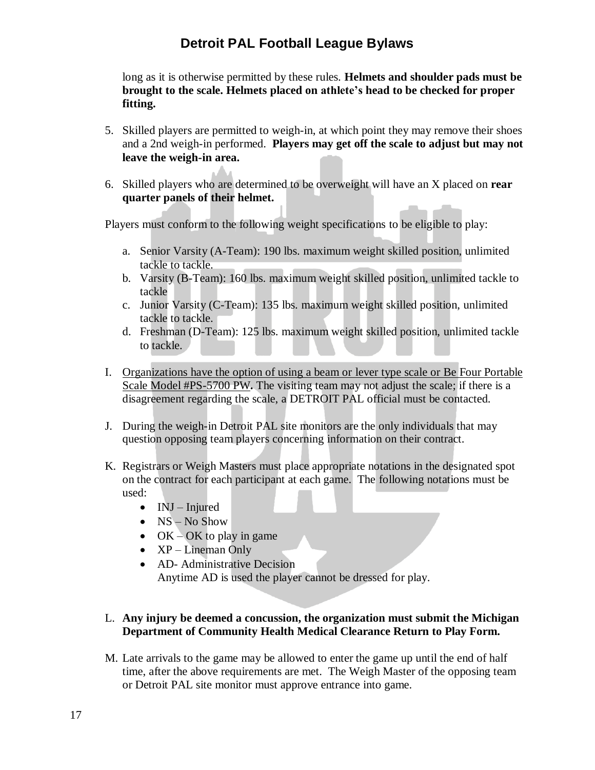long as it is otherwise permitted by these rules. **Helmets and shoulder pads must be brought to the scale. Helmets placed on athlete's head to be checked for proper fitting.**

5. Skilled players are permitted to weigh-in, at which point they may remove their shoes and a 2nd weigh-in performed. **Players may get off the scale to adjust but may not leave the weigh-in area.**

6. Skilled players who are determined to be overweight will have an X placed on **rear quarter panels of their helmet.**

Players must conform to the following weight specifications to be eligible to play:

a. Senior Varsity (A-Team): 190 lbs. maximum weight skilled position, unlimited tackle to tackle.
b. Varsity (B-Team): 160 lbs. maximum weight skilled position, unlimited tackle to tackle
c. Junior Varsity (C-Team): 135 lbs. maximum weight skilled position, unlimited tackle to tackle.
d. Freshman (D-Team): 125 lbs. maximum weight skilled position, unlimited tackle to tackle.

I. <u>Organizations have the option of using a beam or lever type scale or Be Four Portable Scale Model #PS-5700 PW</u>. The visiting team may not adjust the scale; if there is a disagreement regarding the scale, a DETROIT PAL official must be contacted.

J. During the weigh-in Detroit PAL site monitors are the only individuals that may question opposing team players concerning information on their contract.

K. Registrars or Weigh Masters must place appropriate notations in the designated spot on the contract for each participant at each game. The following notations must be used:
   - INJ – Injured
   - NS – No Show
   - OK – OK to play in game
   - XP – Lineman Only
   - AD- Administrative Decision
     Anytime AD is used the player cannot be dressed for play.

L. **Any injury be deemed a concussion, the organization must submit the Michigan Department of Community Health Medical Clearance Return to Play Form.**

M. Late arrivals to the game may be allowed to enter the game up until the end of half time, after the above requirements are met. The Weigh Master of the opposing team or Detroit PAL site monitor must approve entrance into game.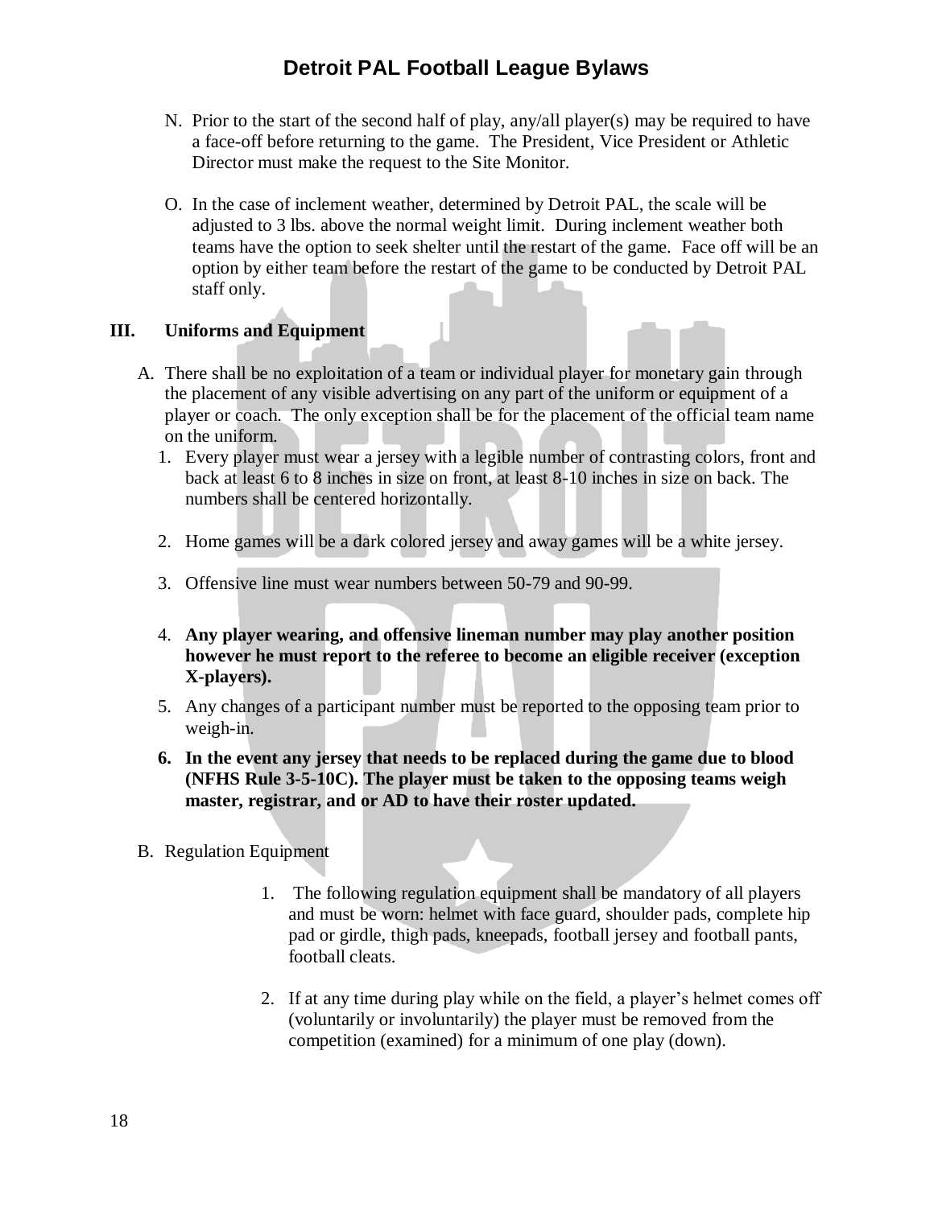N. Prior to the start of the second half of play, any/all player(s) may be required to have a face-off before returning to the game. The President, Vice President or Athletic Director must make the request to the Site Monitor.

O. In the case of inclement weather, determined by Detroit PAL, the scale will be adjusted to 3 lbs. above the normal weight limit. During inclement weather both teams have the option to seek shelter until the restart of the game. Face off will be an option by either team before the restart of the game to be conducted by Detroit PAL staff only.

## III. Uniforms and Equipment

A. There shall be no exploitation of a team or individual player for monetary gain through the placement of any visible advertising on any part of the uniform or equipment of a player or coach. The only exception shall be for the placement of the official team name on the uniform.

1. Every player must wear a jersey with a legible number of contrasting colors, front and back at least 6 to 8 inches in size on front, at least 8-10 inches in size on back. The numbers shall be centered horizontally.

2. Home games will be a dark colored jersey and away games will be a white jersey.

3. Offensive line must wear numbers between 50-79 and 90-99.

4. **Any player wearing, and offensive lineman number may play another position however he must report to the referee to become an eligible receiver (exception X-players).**

5. Any changes of a participant number must be reported to the opposing team prior to weigh-in.

6. **In the event any jersey that needs to be replaced during the game due to blood (NFHS Rule 3-5-10C). The player must be taken to the opposing teams weigh master, registrar, and or AD to have their roster updated.**

B. Regulation Equipment

1. The following regulation equipment shall be mandatory of all players and must be worn: helmet with face guard, shoulder pads, complete hip pad or girdle, thigh pads, kneepads, football jersey and football pants, football cleats.

2. If at any time during play while on the field, a player's helmet comes off (voluntarily or involuntarily) the player must be removed from the competition (examined) for a minimum of one play (down).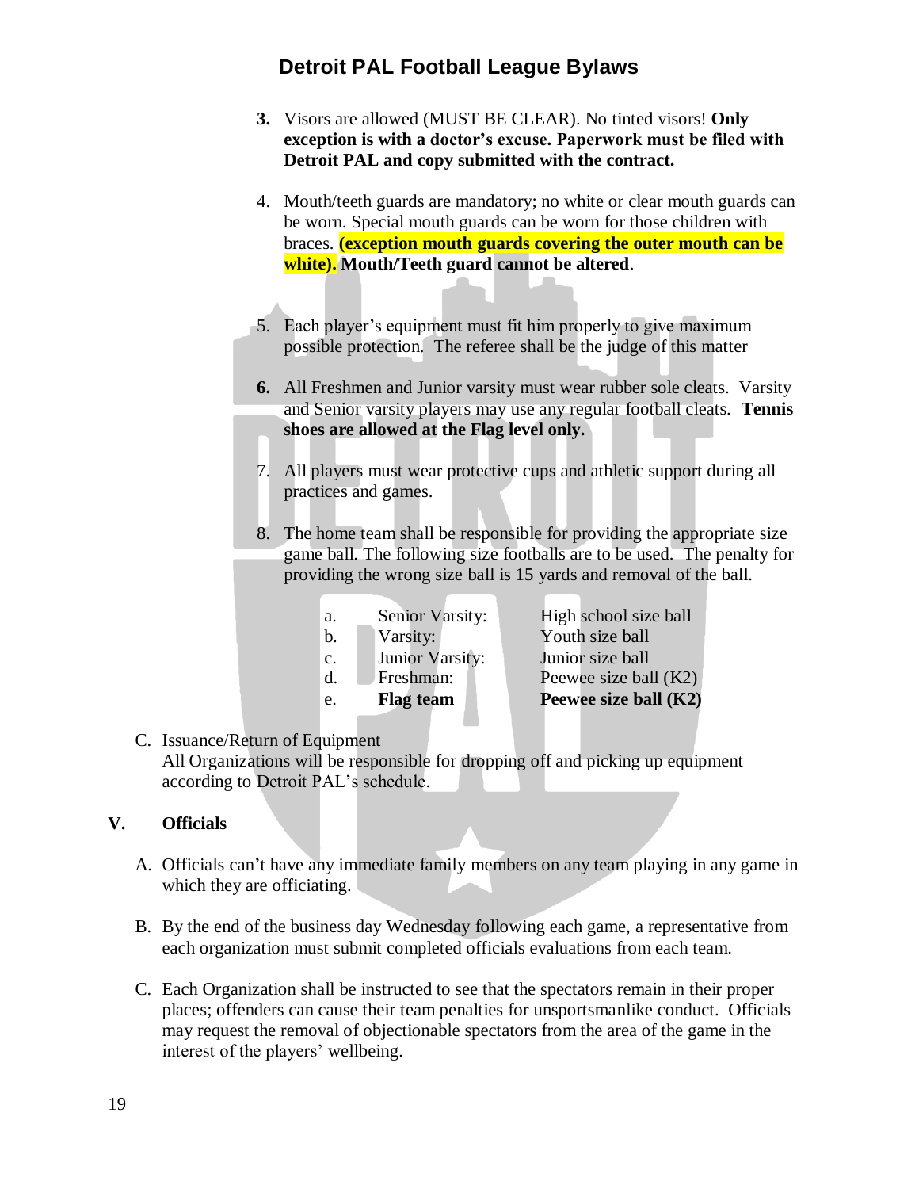3. Visors are allowed (MUST BE CLEAR). No tinted visors! **Only exception is with a doctor's excuse. Paperwork must be filed with Detroit PAL and copy submitted with the contract.**

4. Mouth/teeth guards are mandatory; no white or clear mouth guards can be worn. Special mouth guards can be worn for those children with braces. **(exception mouth guards covering the outer mouth can be white). Mouth/Teeth guard cannot be altered**.

5. Each player's equipment must fit him properly to give maximum possible protection. The referee shall be the judge of this matter

6. All Freshmen and Junior varsity must wear rubber sole cleats. Varsity and Senior varsity players may use any regular football cleats. **Tennis shoes are allowed at the Flag level only.**

7. All players must wear protective cups and athletic support during all practices and games.

8. The home team shall be responsible for providing the appropriate size game ball. The following size footballs are to be used. The penalty for providing the wrong size ball is 15 yards and removal of the ball.

   a. Senior Varsity: High school size ball
   b. Varsity: Youth size ball
   c. Junior Varsity: Junior size ball
   d. Freshman: Peewee size ball (K2)
   e. **Flag team** **Peewee size ball (K2)**

C. Issuance/Return of Equipment
All Organizations will be responsible for dropping off and picking up equipment according to Detroit PAL's schedule.

## V. Officials

A. Officials can't have any immediate family members on any team playing in any game in which they are officiating.

B. By the end of the business day Wednesday following each game, a representative from each organization must submit completed officials evaluations from each team.

C. Each Organization shall be instructed to see that the spectators remain in their proper places; offenders can cause their team penalties for unsportsmanlike conduct. Officials may request the removal of objectionable spectators from the area of the game in the interest of the players' wellbeing.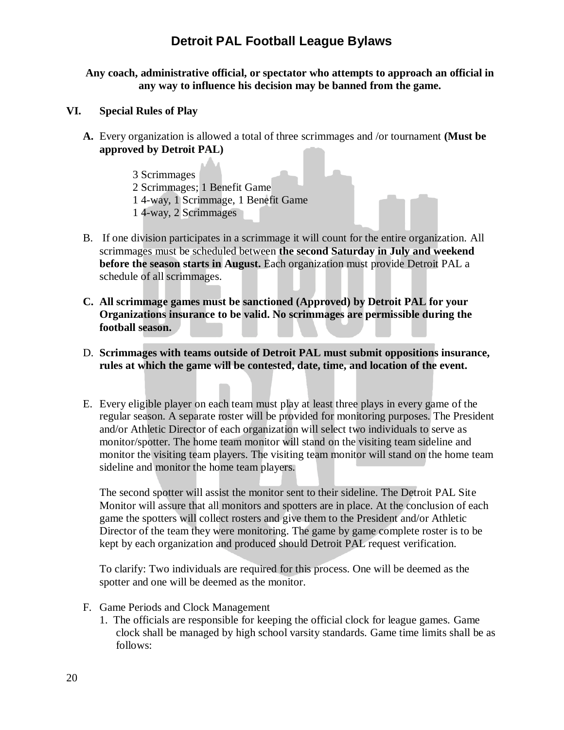**Any coach, administrative official, or spectator who attempts to approach an official in any way to influence his decision may be banned from the game.**

## VI. Special Rules of Play

**A.** Every organization is allowed a total of three scrimmages and /or tournament **(Must be approved by Detroit PAL)**

3 Scrimmages
2 Scrimmages; 1 Benefit Game
1 4-way, 1 Scrimmage, 1 Benefit Game
1 4-way, 2 Scrimmages

B. If one division participates in a scrimmage it will count for the entire organization. All scrimmages must be scheduled between **the second Saturday in July and weekend before the season starts in August.** Each organization must provide Detroit PAL a schedule of all scrimmages.

**C. All scrimmage games must be sanctioned (Approved) by Detroit PAL for your Organizations insurance to be valid. No scrimmages are permissible during the football season.**

D. **Scrimmages with teams outside of Detroit PAL must submit oppositions insurance, rules at which the game will be contested, date, time, and location of the event.**

E. Every eligible player on each team must play at least three plays in every game of the regular season. A separate roster will be provided for monitoring purposes. The President and/or Athletic Director of each organization will select two individuals to serve as monitor/spotter. The home team monitor will stand on the visiting team sideline and monitor the visiting team players. The visiting team monitor will stand on the home team sideline and monitor the home team players.

The second spotter will assist the monitor sent to their sideline. The Detroit PAL Site Monitor will assure that all monitors and spotters are in place. At the conclusion of each game the spotters will collect rosters and give them to the President and/or Athletic Director of the team they were monitoring. The game by game complete roster is to be kept by each organization and produced should Detroit PAL request verification.

To clarify: Two individuals are required for this process. One will be deemed as the spotter and one will be deemed as the monitor.

F. Game Periods and Clock Management

1. The officials are responsible for keeping the official clock for league games. Game clock shall be managed by high school varsity standards. Game time limits shall be as follows: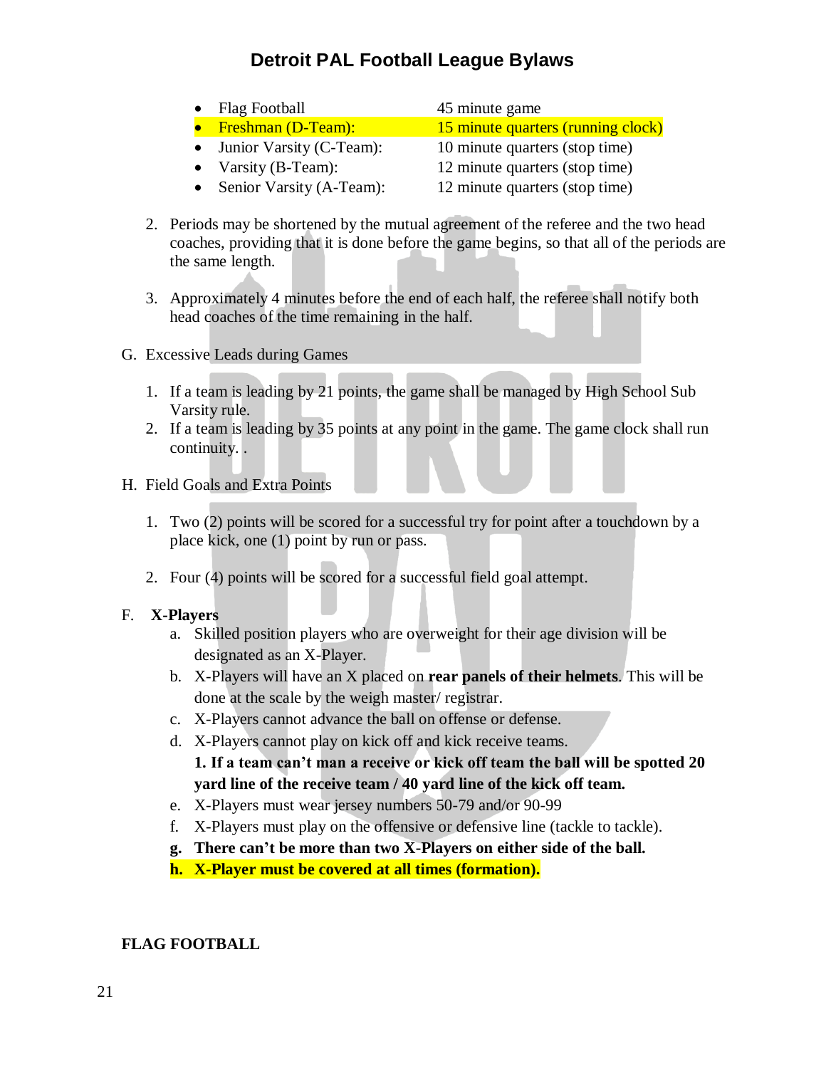- Flag Football — 45 minute game
- Freshman (D-Team): — 15 minute quarters (running clock)
- Junior Varsity (C-Team): — 10 minute quarters (stop time)
- Varsity (B-Team): — 12 minute quarters (stop time)
- Senior Varsity (A-Team): — 12 minute quarters (stop time)

2. Periods may be shortened by the mutual agreement of the referee and the two head coaches, providing that it is done before the game begins, so that all of the periods are the same length.

3. Approximately 4 minutes before the end of each half, the referee shall notify both head coaches of the time remaining in the half.

G. Excessive Leads during Games

1. If a team is leading by 21 points, the game shall be managed by High School Sub Varsity rule.
2. If a team is leading by 35 points at any point in the game. The game clock shall run continuity. .

H. Field Goals and Extra Points

1. Two (2) points will be scored for a successful try for point after a touchdown by a place kick, one (1) point by run or pass.

2. Four (4) points will be scored for a successful field goal attempt.

F. **X-Players**

a. Skilled position players who are overweight for their age division will be designated as an X-Player.

b. X-Players will have an X placed on **rear panels of their helmets**. This will be done at the scale by the weigh master/ registrar.

c. X-Players cannot advance the ball on offense or defense.

d. X-Players cannot play on kick off and kick receive teams.
**1. If a team can't man a receive or kick off team the ball will be spotted 20 yard line of the receive team / 40 yard line of the kick off team.**

e. X-Players must wear jersey numbers 50-79 and/or 90-99

f. X-Players must play on the offensive or defensive line (tackle to tackle).

**g. There can't be more than two X-Players on either side of the ball.**

**h. X-Player must be covered at all times (formation).**

**FLAG FOOTBALL**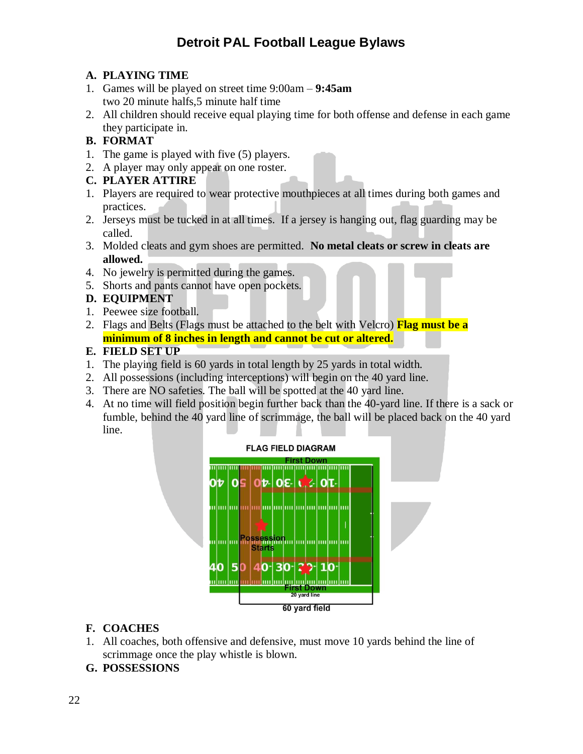# Detroit PAL Football League Bylaws

**A. PLAYING TIME**

1. Games will be played on street time 9:00am – **9:45am**
   two 20 minute halfs,5 minute half time
2. All children should receive equal playing time for both offense and defense in each game they participate in.

**B. FORMAT**

1. The game is played with five (5) players.
2. A player may only appear on one roster.

**C. PLAYER ATTIRE**

1. Players are required to wear protective mouthpieces at all times during both games and practices.
2. Jerseys must be tucked in at all times. If a jersey is hanging out, flag guarding may be called.
3. Molded cleats and gym shoes are permitted. **No metal cleats or screw in cleats are allowed.**
4. No jewelry is permitted during the games.
5. Shorts and pants cannot have open pockets.

**D. EQUIPMENT**

1. Peewee size football.
2. Flags and Belts (Flags must be attached to the belt with Velcro) **Flag must be a minimum of 8 inches in length and cannot be cut or altered.**

**E. FIELD SET UP**

1. The playing field is 60 yards in total length by 25 yards in total width.
2. All possessions (including interceptions) will begin on the 40 yard line.
3. There are NO safeties. The ball will be spotted at the 40 yard line.
4. At no time will field position begin further back than the 40-yard line. If there is a sack or fumble, behind the 40 yard line of scrimmage, the ball will be placed back on the 40 yard line.

FLAG FIELD DIAGRAM

First Down

Possession Starts

First Down

20 yard line

60 yard field

**F. COACHES**

1. All coaches, both offensive and defensive, must move 10 yards behind the line of scrimmage once the play whistle is blown.

**G. POSSESSIONS**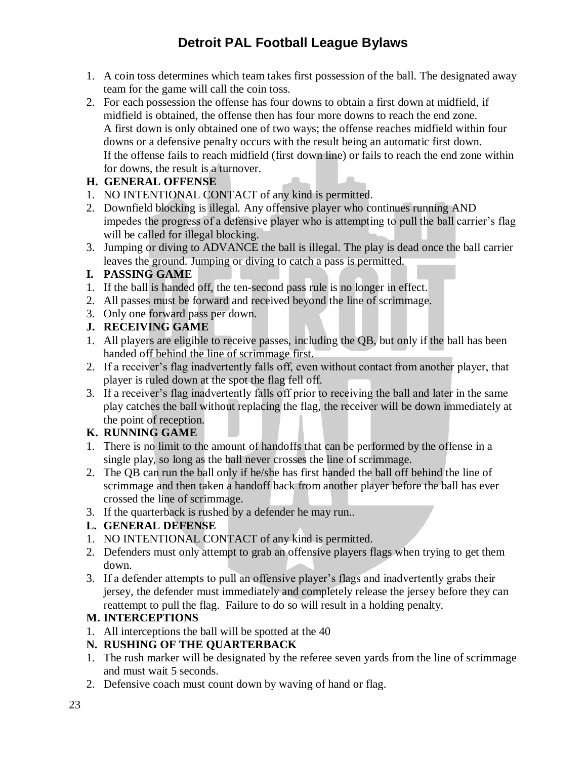1. A coin toss determines which team takes first possession of the ball. The designated away team for the game will call the coin toss.
2. For each possession the offense has four downs to obtain a first down at midfield, if midfield is obtained, the offense then has four more downs to reach the end zone. A first down is only obtained one of two ways; the offense reaches midfield within four downs or a defensive penalty occurs with the result being an automatic first down. If the offense fails to reach midfield (first down line) or fails to reach the end zone within for downs, the result is a turnover.

**H. GENERAL OFFENSE**

1. NO INTENTIONAL CONTACT of any kind is permitted.
2. Downfield blocking is illegal. Any offensive player who continues running AND impedes the progress of a defensive player who is attempting to pull the ball carrier's flag will be called for illegal blocking.
3. Jumping or diving to ADVANCE the ball is illegal. The play is dead once the ball carrier leaves the ground. Jumping or diving to catch a pass is permitted.

**I. PASSING GAME**

1. If the ball is handed off, the ten-second pass rule is no longer in effect.
2. All passes must be forward and received beyond the line of scrimmage.
3. Only one forward pass per down.

**J. RECEIVING GAME**

1. All players are eligible to receive passes, including the QB, but only if the ball has been handed off behind the line of scrimmage first.
2. If a receiver's flag inadvertently falls off, even without contact from another player, that player is ruled down at the spot the flag fell off.
3. If a receiver's flag inadvertently falls off prior to receiving the ball and later in the same play catches the ball without replacing the flag, the receiver will be down immediately at the point of reception.

**K. RUNNING GAME**

1. There is no limit to the amount of handoffs that can be performed by the offense in a single play, so long as the ball never crosses the line of scrimmage.
2. The QB can run the ball only if he/she has first handed the ball off behind the line of scrimmage and then taken a handoff back from another player before the ball has ever crossed the line of scrimmage.
3. If the quarterback is rushed by a defender he may run..

**L. GENERAL DEFENSE**

1. NO INTENTIONAL CONTACT of any kind is permitted.
2. Defenders must only attempt to grab an offensive players flags when trying to get them down.
3. If a defender attempts to pull an offensive player's flags and inadvertently grabs their jersey, the defender must immediately and completely release the jersey before they can reattempt to pull the flag. Failure to do so will result in a holding penalty.

**M. INTERCEPTIONS**

1. All interceptions the ball will be spotted at the 40

**N. RUSHING OF THE QUARTERBACK**

1. The rush marker will be designated by the referee seven yards from the line of scrimmage and must wait 5 seconds.
2. Defensive coach must count down by waving of hand or flag.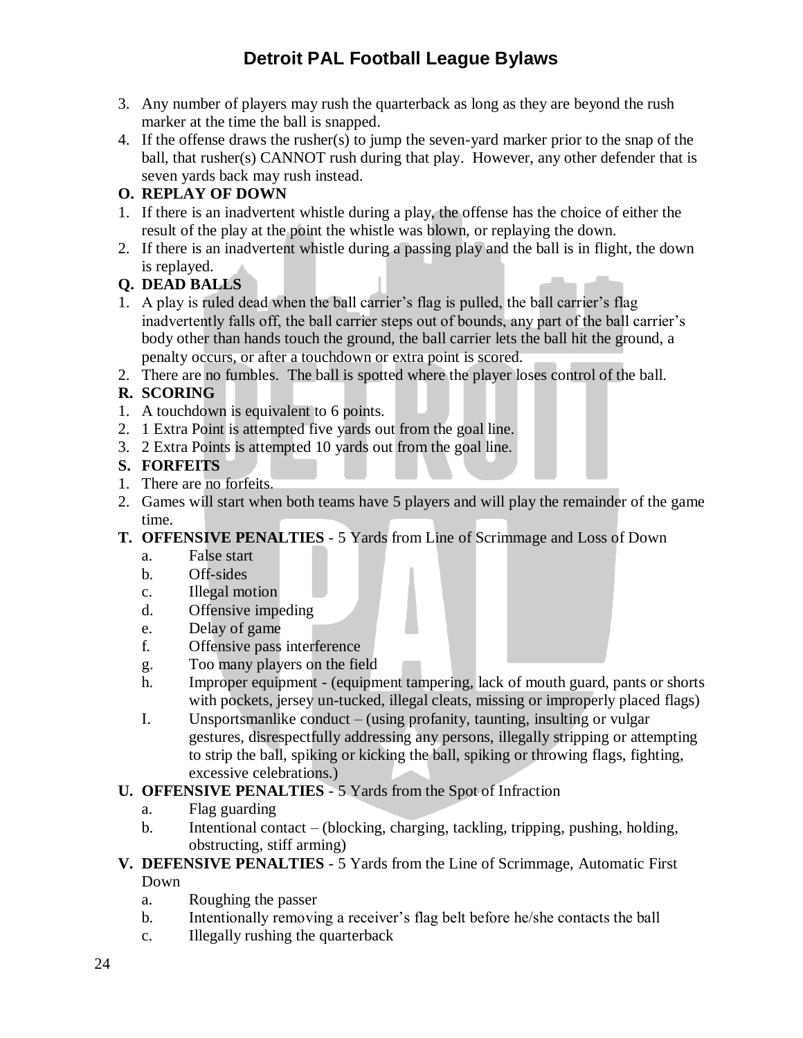3. Any number of players may rush the quarterback as long as they are beyond the rush marker at the time the ball is snapped.
4. If the offense draws the rusher(s) to jump the seven-yard marker prior to the snap of the ball, that rusher(s) CANNOT rush during that play. However, any other defender that is seven yards back may rush instead.

**O. REPLAY OF DOWN**

1. If there is an inadvertent whistle during a play, the offense has the choice of either the result of the play at the point the whistle was blown, or replaying the down.
2. If there is an inadvertent whistle during a passing play and the ball is in flight, the down is replayed.

**Q. DEAD BALLS**

1. A play is ruled dead when the ball carrier's flag is pulled, the ball carrier's flag inadvertently falls off, the ball carrier steps out of bounds, any part of the ball carrier's body other than hands touch the ground, the ball carrier lets the ball hit the ground, a penalty occurs, or after a touchdown or extra point is scored.
2. There are no fumbles. The ball is spotted where the player loses control of the ball.

**R. SCORING**

1. A touchdown is equivalent to 6 points.
2. 1 Extra Point is attempted five yards out from the goal line.
3. 2 Extra Points is attempted 10 yards out from the goal line.

**S. FORFEITS**

1. There are no forfeits.
2. Games will start when both teams have 5 players and will play the remainder of the game time.

**T. OFFENSIVE PENALTIES** - 5 Yards from Line of Scrimmage and Loss of Down

- a. False start
- b. Off-sides
- c. Illegal motion
- d. Offensive impeding
- e. Delay of game
- f. Offensive pass interference
- g. Too many players on the field
- h. Improper equipment - (equipment tampering, lack of mouth guard, pants or shorts with pockets, jersey un-tucked, illegal cleats, missing or improperly placed flags)
- I. Unsportsmanlike conduct – (using profanity, taunting, insulting or vulgar gestures, disrespectfully addressing any persons, illegally stripping or attempting to strip the ball, spiking or kicking the ball, spiking or throwing flags, fighting, excessive celebrations.)

**U. OFFENSIVE PENALTIES** - 5 Yards from the Spot of Infraction

- a. Flag guarding
- b. Intentional contact – (blocking, charging, tackling, tripping, pushing, holding, obstructing, stiff arming)

**V. DEFENSIVE PENALTIES** - 5 Yards from the Line of Scrimmage, Automatic First Down

- a. Roughing the passer
- b. Intentionally removing a receiver's flag belt before he/she contacts the ball
- c. Illegally rushing the quarterback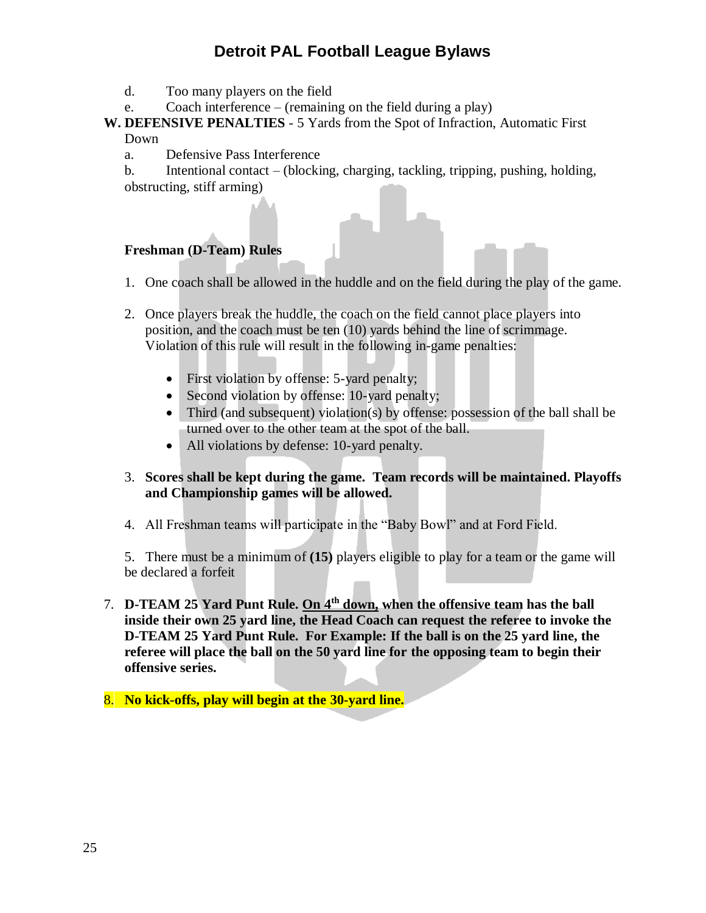d. Too many players on the field

e. Coach interference – (remaining on the field during a play)

**W. DEFENSIVE PENALTIES** - 5 Yards from the Spot of Infraction, Automatic First Down

a. Defensive Pass Interference

b. Intentional contact – (blocking, charging, tackling, tripping, pushing, holding, obstructing, stiff arming)

**Freshman (D-Team) Rules**

1. One coach shall be allowed in the huddle and on the field during the play of the game.

2. Once players break the huddle, the coach on the field cannot place players into position, and the coach must be ten (10) yards behind the line of scrimmage. Violation of this rule will result in the following in-game penalties:

   - First violation by offense: 5-yard penalty;
   - Second violation by offense: 10-yard penalty;
   - Third (and subsequent) violation(s) by offense: possession of the ball shall be turned over to the other team at the spot of the ball.
   - All violations by defense: 10-yard penalty.

3. **Scores shall be kept during the game. Team records will be maintained. Playoffs and Championship games will be allowed.**

4. All Freshman teams will participate in the "Baby Bowl" and at Ford Field.

5. There must be a minimum of **(15)** players eligible to play for a team or the game will be declared a forfeit

7. **D-TEAM 25 Yard Punt Rule. <u>On 4th down,</u> when the offensive team has the ball inside their own 25 yard line, the Head Coach can request the referee to invoke the D-TEAM 25 Yard Punt Rule. For Example: If the ball is on the 25 yard line, the referee will place the ball on the 50 yard line for the opposing team to begin their offensive series.**

8. **No kick-offs, play will begin at the 30-yard line.**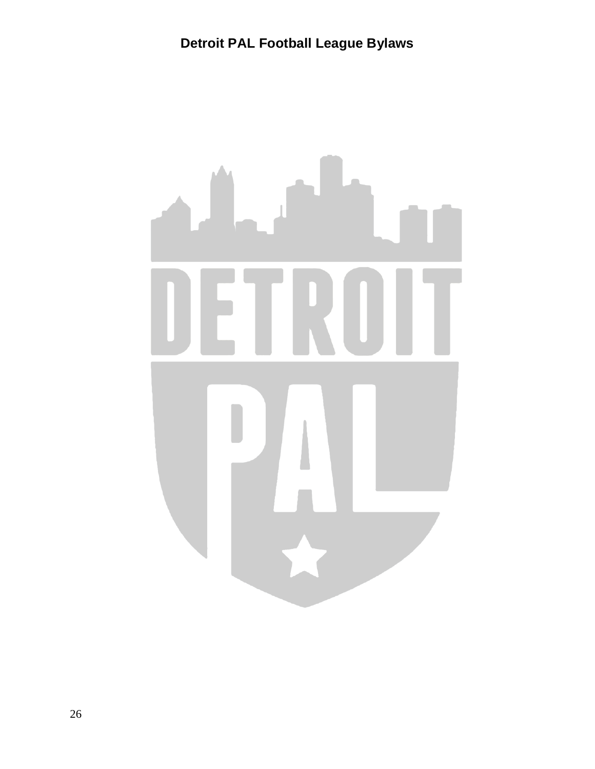# Detroit PAL Football League Bylaws